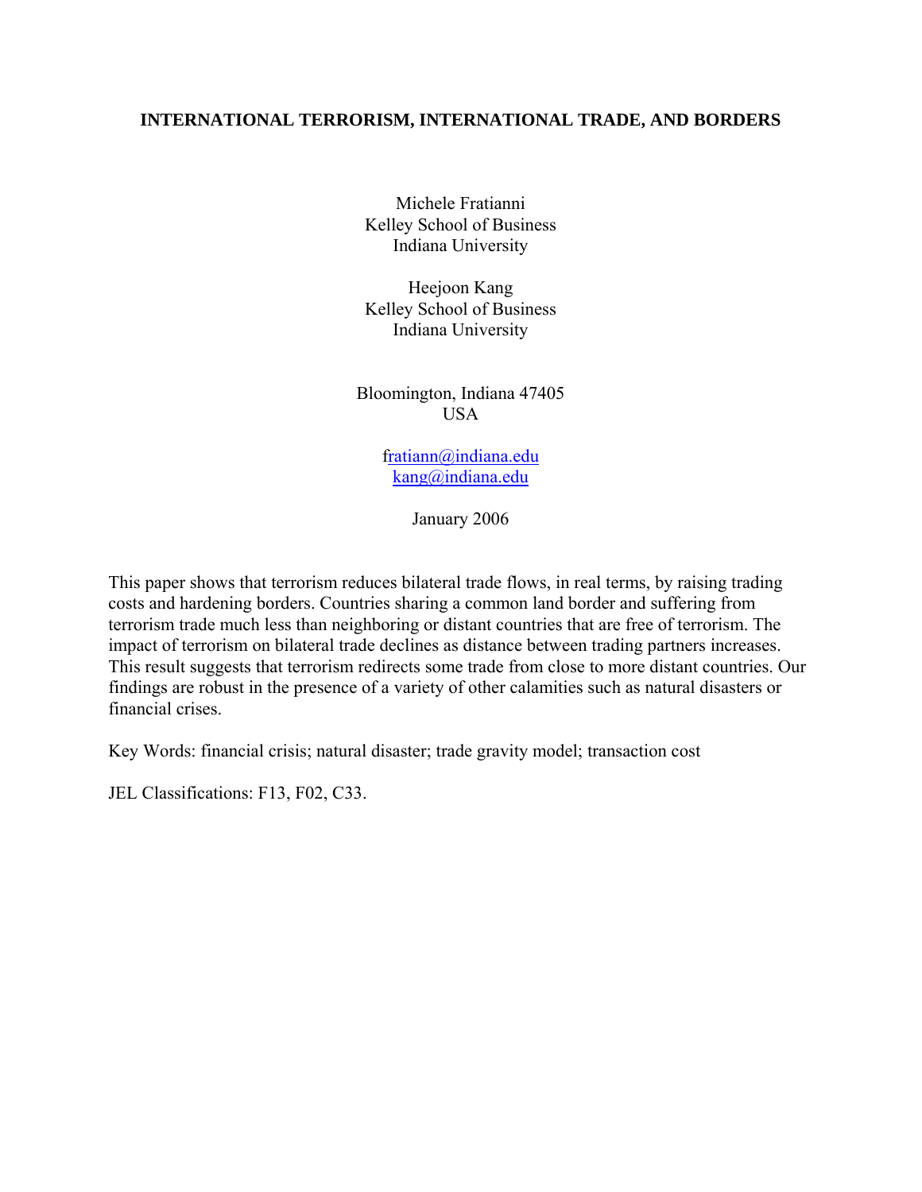# INTERNATIONAL TERRORISM, INTERNATIONAL TRADE, AND BORDERS

Michele Fratianni
Kelley School of Business
Indiana University

Heejoon Kang
Kelley School of Business
Indiana University

Bloomington, Indiana 47405
USA

fratiann@indiana.edu
kang@indiana.edu

January 2006

This paper shows that terrorism reduces bilateral trade flows, in real terms, by raising trading costs and hardening borders. Countries sharing a common land border and suffering from terrorism trade much less than neighboring or distant countries that are free of terrorism. The impact of terrorism on bilateral trade declines as distance between trading partners increases. This result suggests that terrorism redirects some trade from close to more distant countries. Our findings are robust in the presence of a variety of other calamities such as natural disasters or financial crises.

Key Words: financial crisis; natural disaster; trade gravity model; transaction cost

JEL Classifications: F13, F02, C33.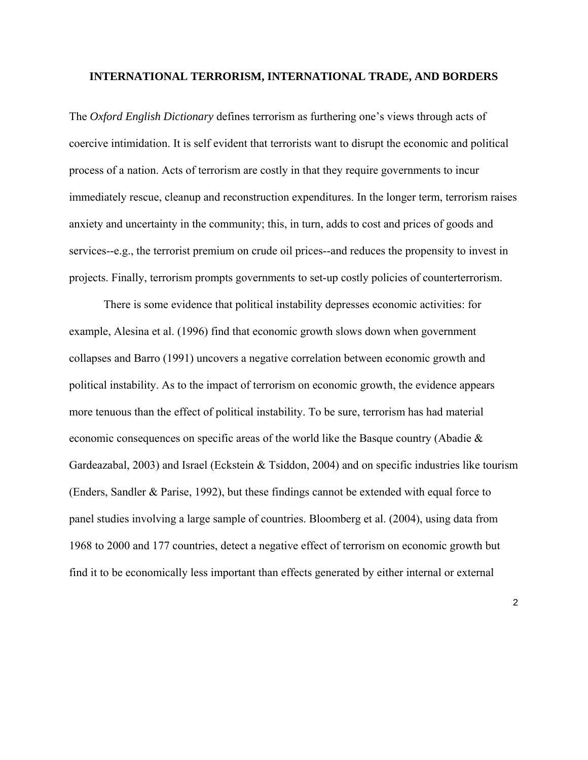# INTERNATIONAL TERRORISM, INTERNATIONAL TRADE, AND BORDERS

The *Oxford English Dictionary* defines terrorism as furthering one's views through acts of coercive intimidation. It is self evident that terrorists want to disrupt the economic and political process of a nation. Acts of terrorism are costly in that they require governments to incur immediately rescue, cleanup and reconstruction expenditures. In the longer term, terrorism raises anxiety and uncertainty in the community; this, in turn, adds to cost and prices of goods and services--e.g., the terrorist premium on crude oil prices--and reduces the propensity to invest in projects. Finally, terrorism prompts governments to set-up costly policies of counterterrorism.

There is some evidence that political instability depresses economic activities: for example, Alesina et al. (1996) find that economic growth slows down when government collapses and Barro (1991) uncovers a negative correlation between economic growth and political instability. As to the impact of terrorism on economic growth, the evidence appears more tenuous than the effect of political instability. To be sure, terrorism has had material economic consequences on specific areas of the world like the Basque country (Abadie & Gardeazabal, 2003) and Israel (Eckstein & Tsiddon, 2004) and on specific industries like tourism (Enders, Sandler & Parise, 1992), but these findings cannot be extended with equal force to panel studies involving a large sample of countries. Bloomberg et al. (2004), using data from 1968 to 2000 and 177 countries, detect a negative effect of terrorism on economic growth but find it to be economically less important than effects generated by either internal or external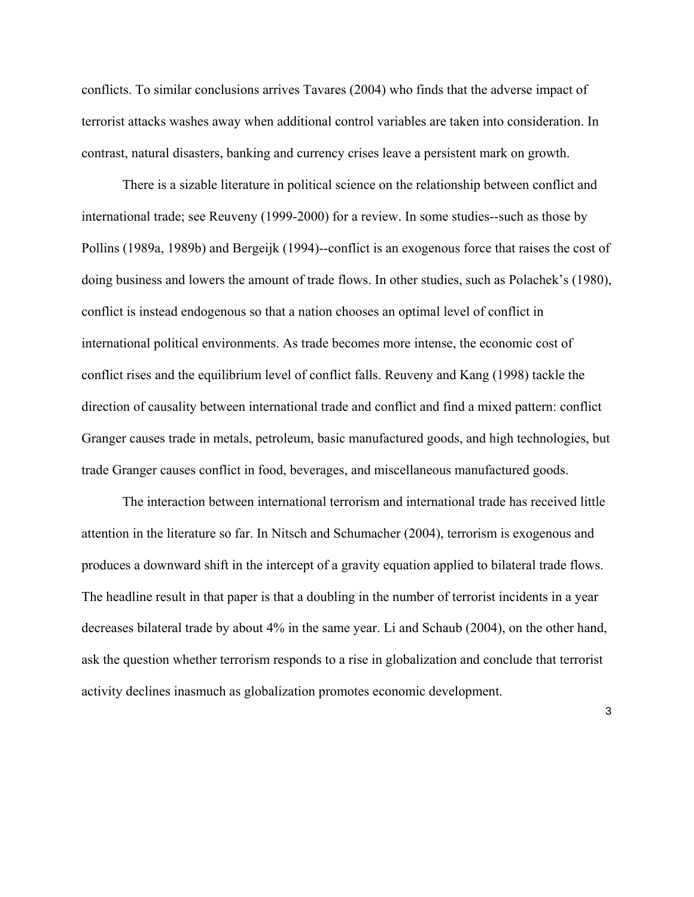conflicts. To similar conclusions arrives Tavares (2004) who finds that the adverse impact of terrorist attacks washes away when additional control variables are taken into consideration. In contrast, natural disasters, banking and currency crises leave a persistent mark on growth.

There is a sizable literature in political science on the relationship between conflict and international trade; see Reuveny (1999-2000) for a review. In some studies--such as those by Pollins (1989a, 1989b) and Bergeijk (1994)--conflict is an exogenous force that raises the cost of doing business and lowers the amount of trade flows. In other studies, such as Polachek's (1980), conflict is instead endogenous so that a nation chooses an optimal level of conflict in international political environments. As trade becomes more intense, the economic cost of conflict rises and the equilibrium level of conflict falls. Reuveny and Kang (1998) tackle the direction of causality between international trade and conflict and find a mixed pattern: conflict Granger causes trade in metals, petroleum, basic manufactured goods, and high technologies, but trade Granger causes conflict in food, beverages, and miscellaneous manufactured goods.

The interaction between international terrorism and international trade has received little attention in the literature so far. In Nitsch and Schumacher (2004), terrorism is exogenous and produces a downward shift in the intercept of a gravity equation applied to bilateral trade flows. The headline result in that paper is that a doubling in the number of terrorist incidents in a year decreases bilateral trade by about 4% in the same year. Li and Schaub (2004), on the other hand, ask the question whether terrorism responds to a rise in globalization and conclude that terrorist activity declines inasmuch as globalization promotes economic development.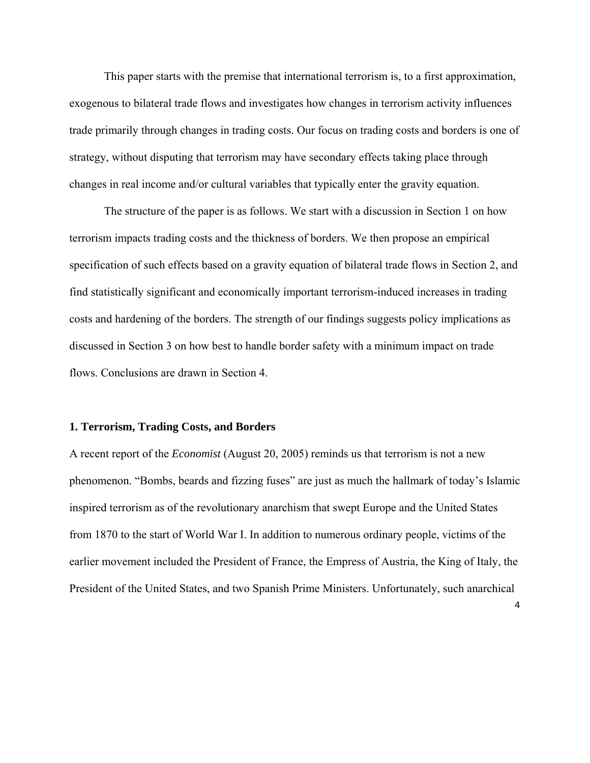This paper starts with the premise that international terrorism is, to a first approximation, exogenous to bilateral trade flows and investigates how changes in terrorism activity influences trade primarily through changes in trading costs. Our focus on trading costs and borders is one of strategy, without disputing that terrorism may have secondary effects taking place through changes in real income and/or cultural variables that typically enter the gravity equation.

The structure of the paper is as follows. We start with a discussion in Section 1 on how terrorism impacts trading costs and the thickness of borders. We then propose an empirical specification of such effects based on a gravity equation of bilateral trade flows in Section 2, and find statistically significant and economically important terrorism-induced increases in trading costs and hardening of the borders. The strength of our findings suggests policy implications as discussed in Section 3 on how best to handle border safety with a minimum impact on trade flows. Conclusions are drawn in Section 4.

## 1. Terrorism, Trading Costs, and Borders

A recent report of the *Economist* (August 20, 2005) reminds us that terrorism is not a new phenomenon. "Bombs, beards and fizzing fuses" are just as much the hallmark of today's Islamic inspired terrorism as of the revolutionary anarchism that swept Europe and the United States from 1870 to the start of World War I. In addition to numerous ordinary people, victims of the earlier movement included the President of France, the Empress of Austria, the King of Italy, the President of the United States, and two Spanish Prime Ministers. Unfortunately, such anarchical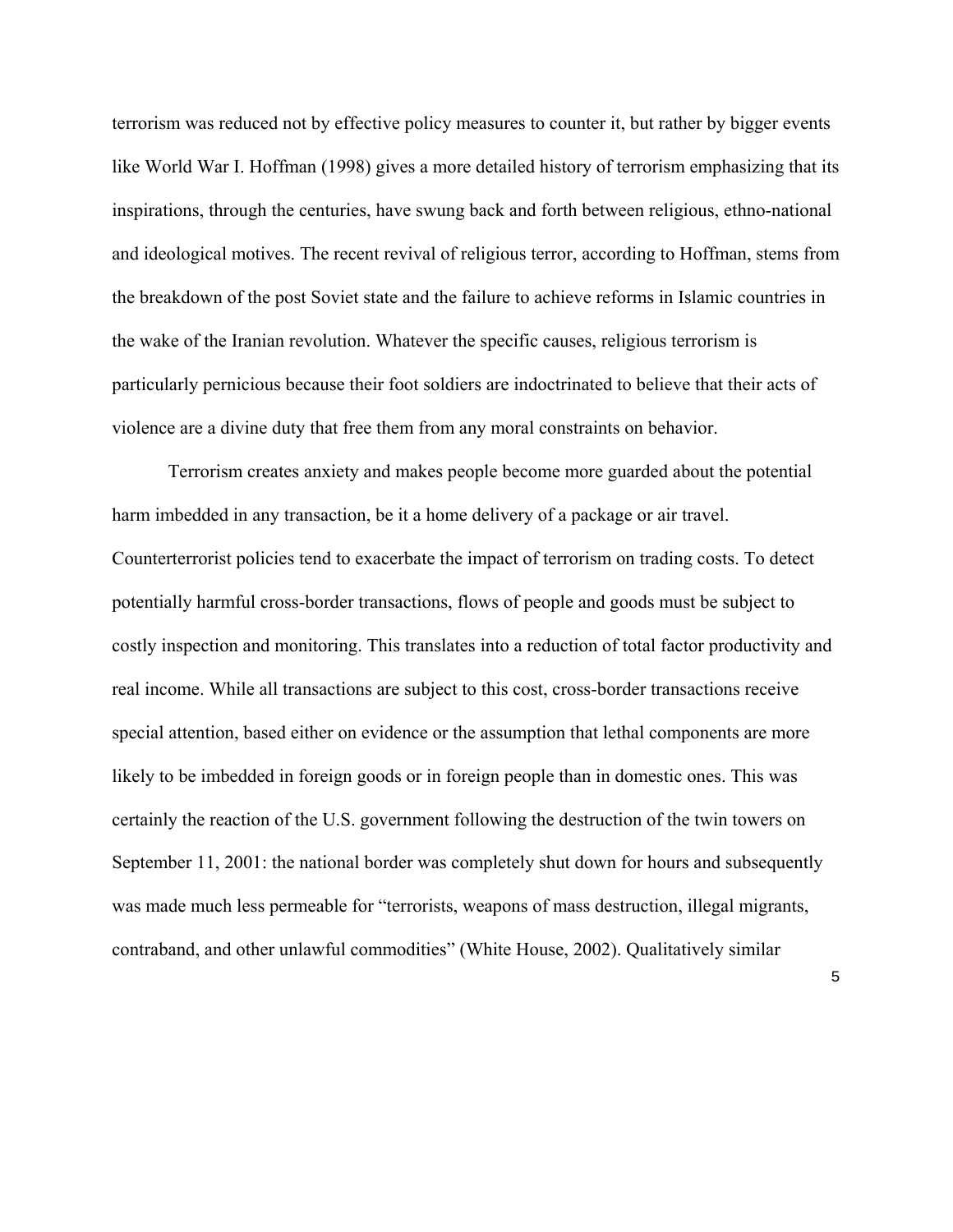terrorism was reduced not by effective policy measures to counter it, but rather by bigger events like World War I. Hoffman (1998) gives a more detailed history of terrorism emphasizing that its inspirations, through the centuries, have swung back and forth between religious, ethno-national and ideological motives. The recent revival of religious terror, according to Hoffman, stems from the breakdown of the post Soviet state and the failure to achieve reforms in Islamic countries in the wake of the Iranian revolution. Whatever the specific causes, religious terrorism is particularly pernicious because their foot soldiers are indoctrinated to believe that their acts of violence are a divine duty that free them from any moral constraints on behavior.

Terrorism creates anxiety and makes people become more guarded about the potential harm imbedded in any transaction, be it a home delivery of a package or air travel. Counterterrorist policies tend to exacerbate the impact of terrorism on trading costs. To detect potentially harmful cross-border transactions, flows of people and goods must be subject to costly inspection and monitoring. This translates into a reduction of total factor productivity and real income. While all transactions are subject to this cost, cross-border transactions receive special attention, based either on evidence or the assumption that lethal components are more likely to be imbedded in foreign goods or in foreign people than in domestic ones. This was certainly the reaction of the U.S. government following the destruction of the twin towers on September 11, 2001: the national border was completely shut down for hours and subsequently was made much less permeable for "terrorists, weapons of mass destruction, illegal migrants, contraband, and other unlawful commodities" (White House, 2002). Qualitatively similar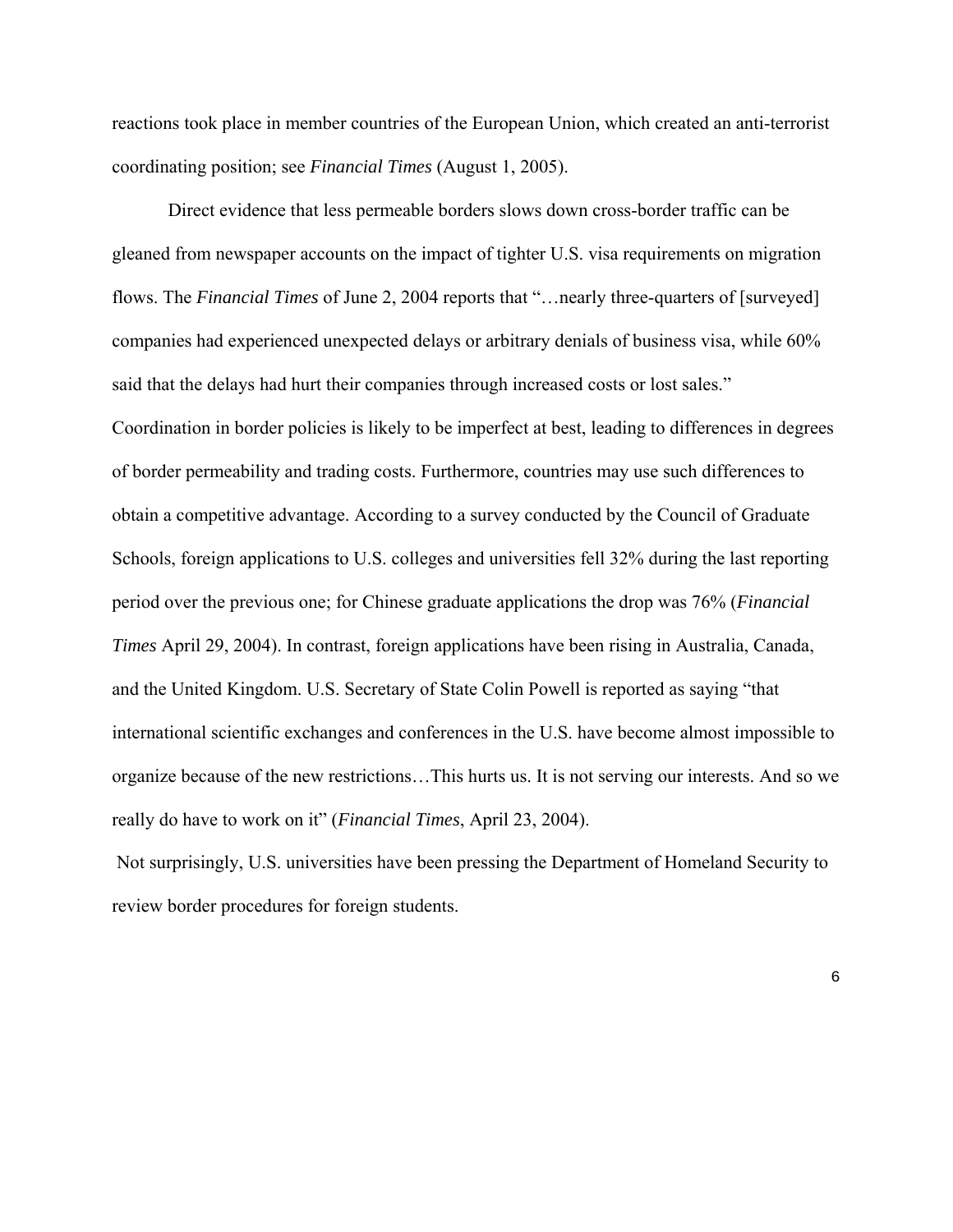reactions took place in member countries of the European Union, which created an anti-terrorist coordinating position; see *Financial Times* (August 1, 2005).

Direct evidence that less permeable borders slows down cross-border traffic can be gleaned from newspaper accounts on the impact of tighter U.S. visa requirements on migration flows. The *Financial Times* of June 2, 2004 reports that "…nearly three-quarters of [surveyed] companies had experienced unexpected delays or arbitrary denials of business visa, while 60% said that the delays had hurt their companies through increased costs or lost sales." Coordination in border policies is likely to be imperfect at best, leading to differences in degrees of border permeability and trading costs. Furthermore, countries may use such differences to obtain a competitive advantage. According to a survey conducted by the Council of Graduate Schools, foreign applications to U.S. colleges and universities fell 32% during the last reporting period over the previous one; for Chinese graduate applications the drop was 76% (*Financial Times* April 29, 2004). In contrast, foreign applications have been rising in Australia, Canada, and the United Kingdom. U.S. Secretary of State Colin Powell is reported as saying "that international scientific exchanges and conferences in the U.S. have become almost impossible to organize because of the new restrictions…This hurts us. It is not serving our interests. And so we really do have to work on it" (*Financial Times*, April 23, 2004).

Not surprisingly, U.S. universities have been pressing the Department of Homeland Security to review border procedures for foreign students.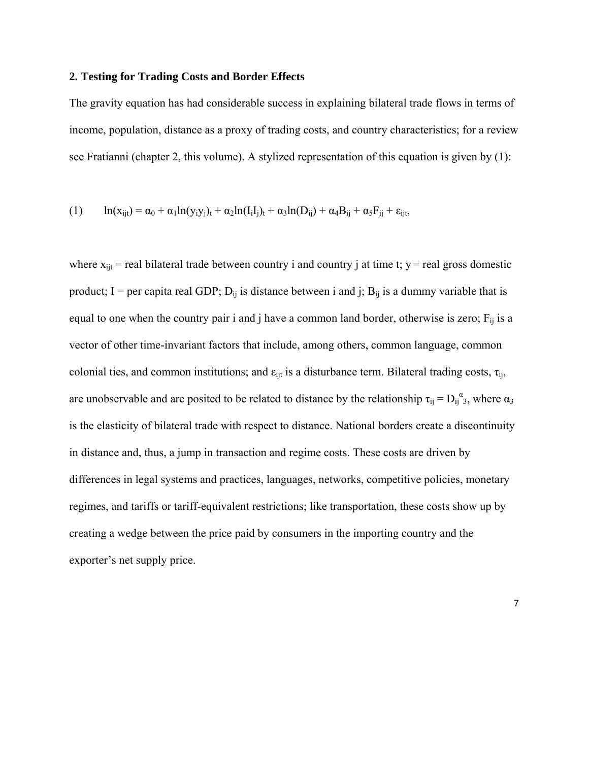## 2. Testing for Trading Costs and Border Effects

The gravity equation has had considerable success in explaining bilateral trade flows in terms of income, population, distance as a proxy of trading costs, and country characteristics; for a review see Fratianni (chapter 2, this volume). A stylized representation of this equation is given by (1):

$$(1) \qquad \ln(x_{ijt}) = \alpha_0 + \alpha_1 \ln(y_i y_j)_t + \alpha_2 \ln(I_i I_j)_t + \alpha_3 \ln(D_{ij}) + \alpha_4 B_{ij} + \alpha_5 F_{ij} + \varepsilon_{ijt},$$

where $x_{ijt}$ = real bilateral trade between country i and country j at time t; y = real gross domestic product; I = per capita real GDP; $D_{ij}$ is distance between i and j; $B_{ij}$ is a dummy variable that is equal to one when the country pair i and j have a common land border, otherwise is zero; $F_{ij}$ is a vector of other time-invariant factors that include, among others, common language, common colonial ties, and common institutions; and $\varepsilon_{ijt}$ is a disturbance term. Bilateral trading costs, $\tau_{ij}$, are unobservable and are posited to be related to distance by the relationship $\tau_{ij} = D_{ij}^{\alpha_3}$, where $\alpha_3$ is the elasticity of bilateral trade with respect to distance. National borders create a discontinuity in distance and, thus, a jump in transaction and regime costs. These costs are driven by differences in legal systems and practices, languages, networks, competitive policies, monetary regimes, and tariffs or tariff-equivalent restrictions; like transportation, these costs show up by creating a wedge between the price paid by consumers in the importing country and the exporter's net supply price.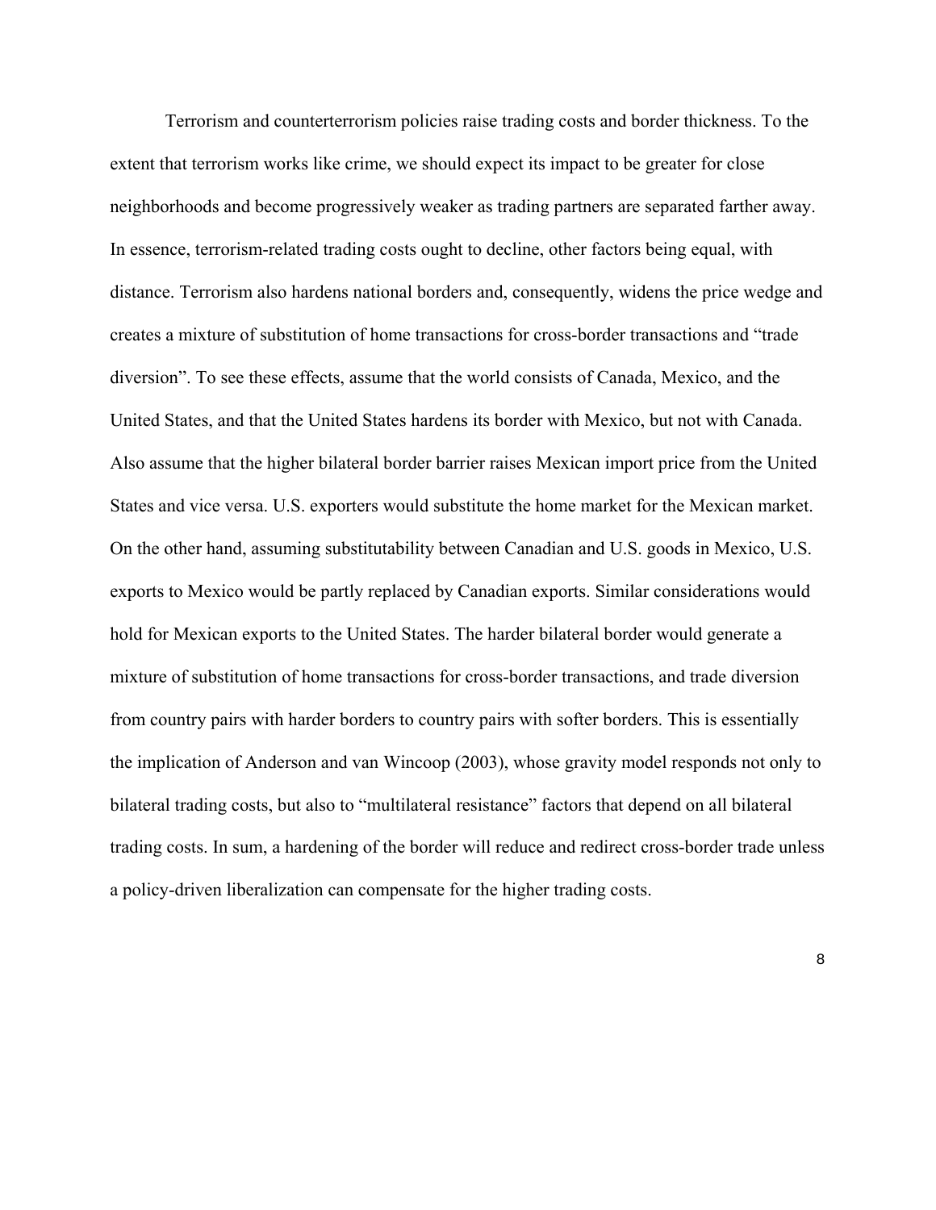Terrorism and counterterrorism policies raise trading costs and border thickness. To the extent that terrorism works like crime, we should expect its impact to be greater for close neighborhoods and become progressively weaker as trading partners are separated farther away. In essence, terrorism-related trading costs ought to decline, other factors being equal, with distance. Terrorism also hardens national borders and, consequently, widens the price wedge and creates a mixture of substitution of home transactions for cross-border transactions and "trade diversion". To see these effects, assume that the world consists of Canada, Mexico, and the United States, and that the United States hardens its border with Mexico, but not with Canada. Also assume that the higher bilateral border barrier raises Mexican import price from the United States and vice versa. U.S. exporters would substitute the home market for the Mexican market. On the other hand, assuming substitutability between Canadian and U.S. goods in Mexico, U.S. exports to Mexico would be partly replaced by Canadian exports. Similar considerations would hold for Mexican exports to the United States. The harder bilateral border would generate a mixture of substitution of home transactions for cross-border transactions, and trade diversion from country pairs with harder borders to country pairs with softer borders. This is essentially the implication of Anderson and van Wincoop (2003), whose gravity model responds not only to bilateral trading costs, but also to "multilateral resistance" factors that depend on all bilateral trading costs. In sum, a hardening of the border will reduce and redirect cross-border trade unless a policy-driven liberalization can compensate for the higher trading costs.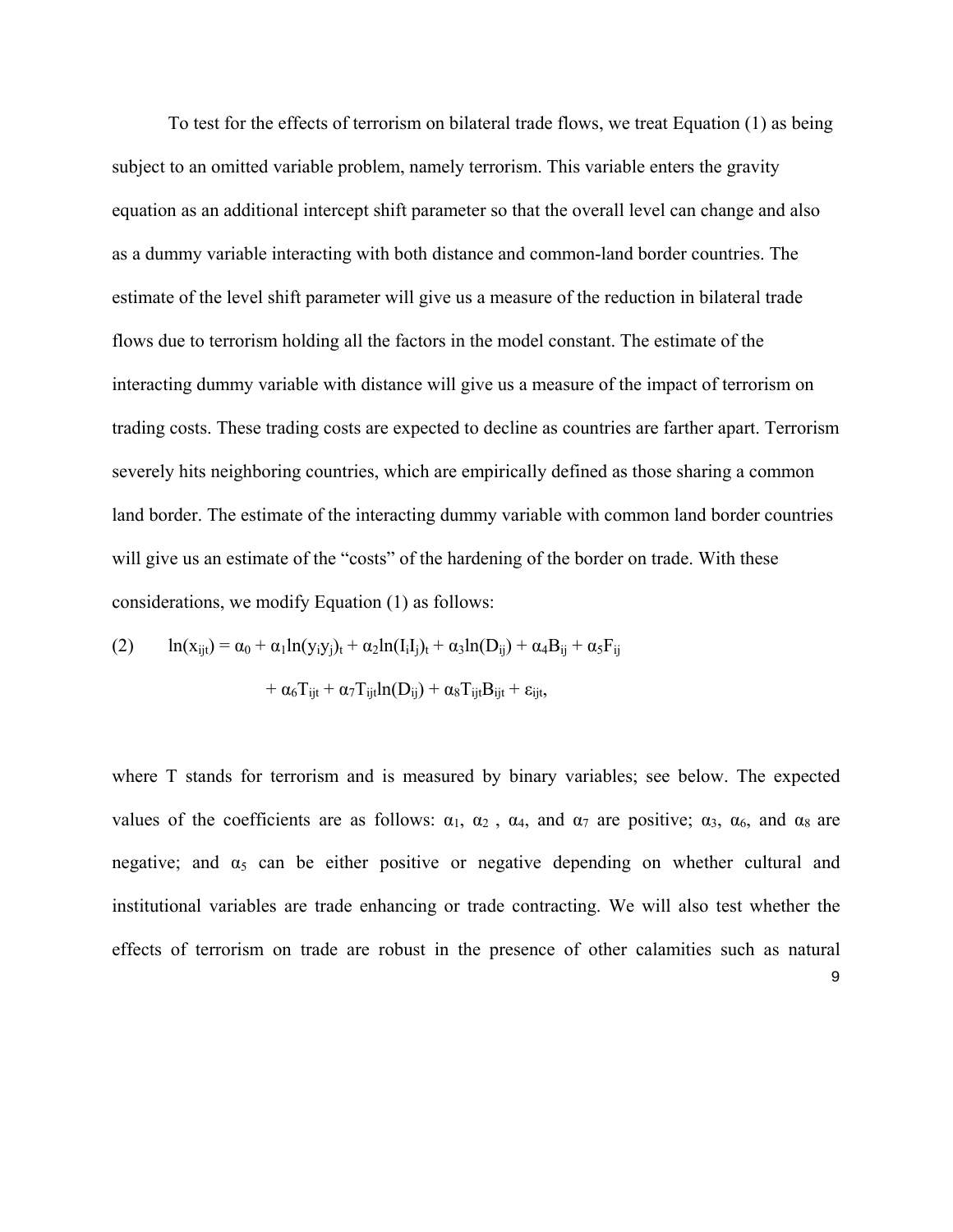To test for the effects of terrorism on bilateral trade flows, we treat Equation (1) as being subject to an omitted variable problem, namely terrorism. This variable enters the gravity equation as an additional intercept shift parameter so that the overall level can change and also as a dummy variable interacting with both distance and common-land border countries. The estimate of the level shift parameter will give us a measure of the reduction in bilateral trade flows due to terrorism holding all the factors in the model constant. The estimate of the interacting dummy variable with distance will give us a measure of the impact of terrorism on trading costs. These trading costs are expected to decline as countries are farther apart. Terrorism severely hits neighboring countries, which are empirically defined as those sharing a common land border. The estimate of the interacting dummy variable with common land border countries will give us an estimate of the "costs" of the hardening of the border on trade. With these considerations, we modify Equation (1) as follows:

$$\text{(2)} \qquad \ln(x_{ijt}) = \alpha_0 + \alpha_1 \ln(y_i y_j)_t + \alpha_2 \ln(I_i I_j)_t + \alpha_3 \ln(D_{ij}) + \alpha_4 B_{ij} + \alpha_5 F_{ij} + \alpha_6 T_{ijt} + \alpha_7 T_{ijt} \ln(D_{ij}) + \alpha_8 T_{ijt} B_{ijt} + \varepsilon_{ijt},$$

where T stands for terrorism and is measured by binary variables; see below. The expected values of the coefficients are as follows: $\alpha_1$, $\alpha_2$ , $\alpha_4$, and $\alpha_7$ are positive; $\alpha_3$, $\alpha_6$, and $\alpha_8$ are negative; and $\alpha_5$ can be either positive or negative depending on whether cultural and institutional variables are trade enhancing or trade contracting. We will also test whether the effects of terrorism on trade are robust in the presence of other calamities such as natural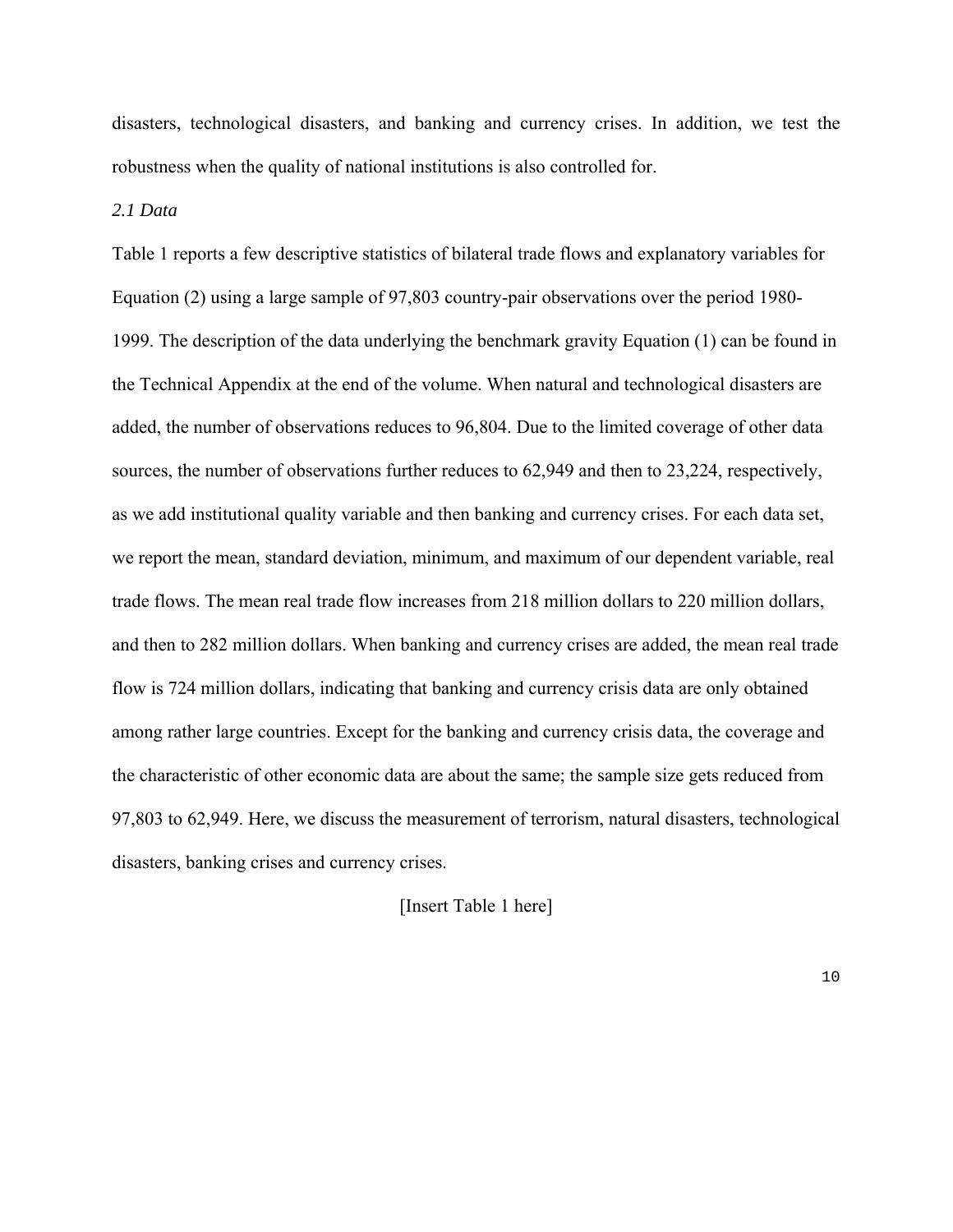disasters, technological disasters, and banking and currency crises. In addition, we test the robustness when the quality of national institutions is also controlled for.

*2.1 Data*

Table 1 reports a few descriptive statistics of bilateral trade flows and explanatory variables for Equation (2) using a large sample of 97,803 country-pair observations over the period 1980-1999. The description of the data underlying the benchmark gravity Equation (1) can be found in the Technical Appendix at the end of the volume. When natural and technological disasters are added, the number of observations reduces to 96,804. Due to the limited coverage of other data sources, the number of observations further reduces to 62,949 and then to 23,224, respectively, as we add institutional quality variable and then banking and currency crises. For each data set, we report the mean, standard deviation, minimum, and maximum of our dependent variable, real trade flows. The mean real trade flow increases from 218 million dollars to 220 million dollars, and then to 282 million dollars. When banking and currency crises are added, the mean real trade flow is 724 million dollars, indicating that banking and currency crisis data are only obtained among rather large countries. Except for the banking and currency crisis data, the coverage and the characteristic of other economic data are about the same; the sample size gets reduced from 97,803 to 62,949. Here, we discuss the measurement of terrorism, natural disasters, technological disasters, banking crises and currency crises.

[Insert Table 1 here]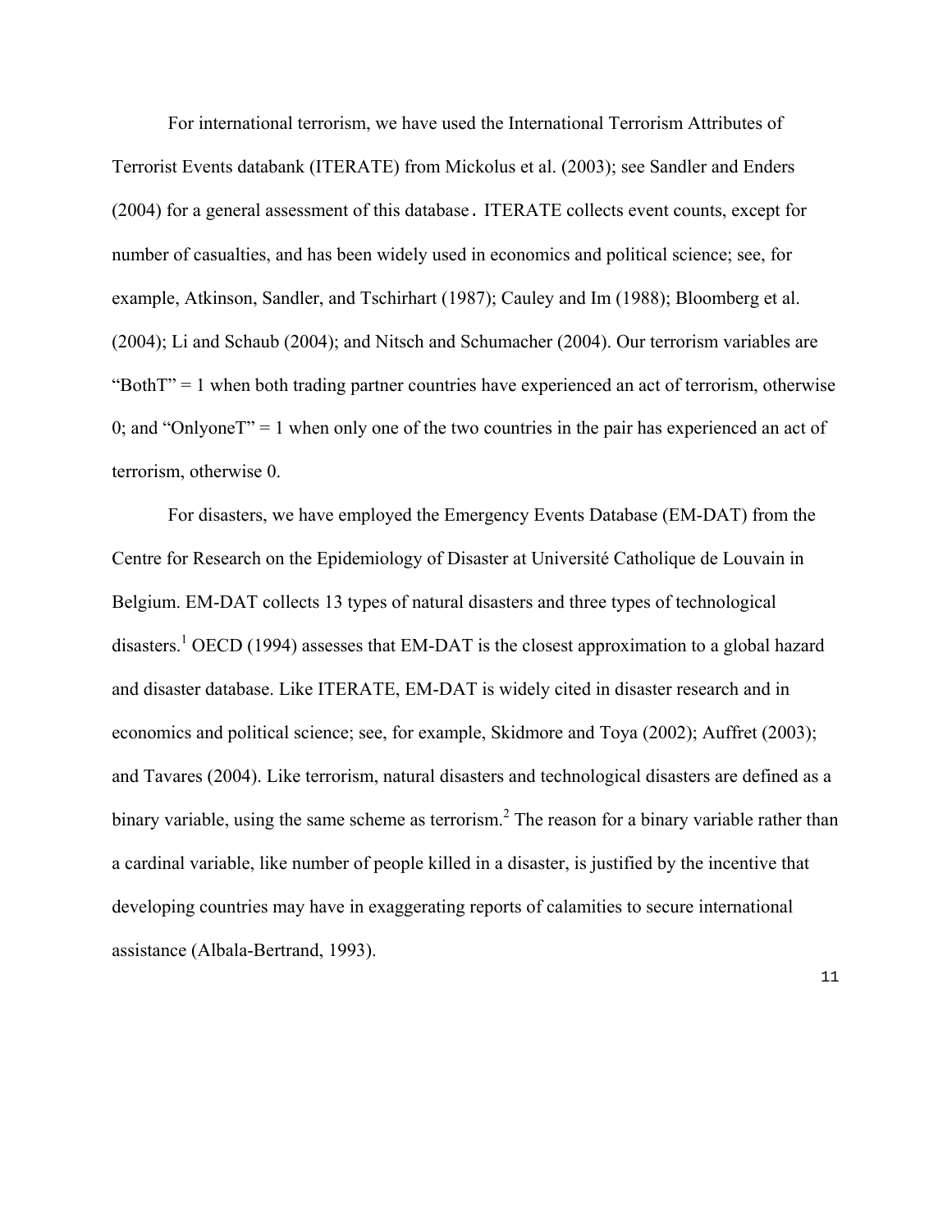For international terrorism, we have used the International Terrorism Attributes of Terrorist Events databank (ITERATE) from Mickolus et al. (2003); see Sandler and Enders (2004) for a general assessment of this database. ITERATE collects event counts, except for number of casualties, and has been widely used in economics and political science; see, for example, Atkinson, Sandler, and Tschirhart (1987); Cauley and Im (1988); Bloomberg et al. (2004); Li and Schaub (2004); and Nitsch and Schumacher (2004). Our terrorism variables are "BothT" = 1 when both trading partner countries have experienced an act of terrorism, otherwise 0; and "OnlyoneT" = 1 when only one of the two countries in the pair has experienced an act of terrorism, otherwise 0.

For disasters, we have employed the Emergency Events Database (EM-DAT) from the Centre for Research on the Epidemiology of Disaster at Université Catholique de Louvain in Belgium. EM-DAT collects 13 types of natural disasters and three types of technological disasters.[1] OECD (1994) assesses that EM-DAT is the closest approximation to a global hazard and disaster database. Like ITERATE, EM-DAT is widely cited in disaster research and in economics and political science; see, for example, Skidmore and Toya (2002); Auffret (2003); and Tavares (2004). Like terrorism, natural disasters and technological disasters are defined as a binary variable, using the same scheme as terrorism.[2] The reason for a binary variable rather than a cardinal variable, like number of people killed in a disaster, is justified by the incentive that developing countries may have in exaggerating reports of calamities to secure international assistance (Albala-Bertrand, 1993).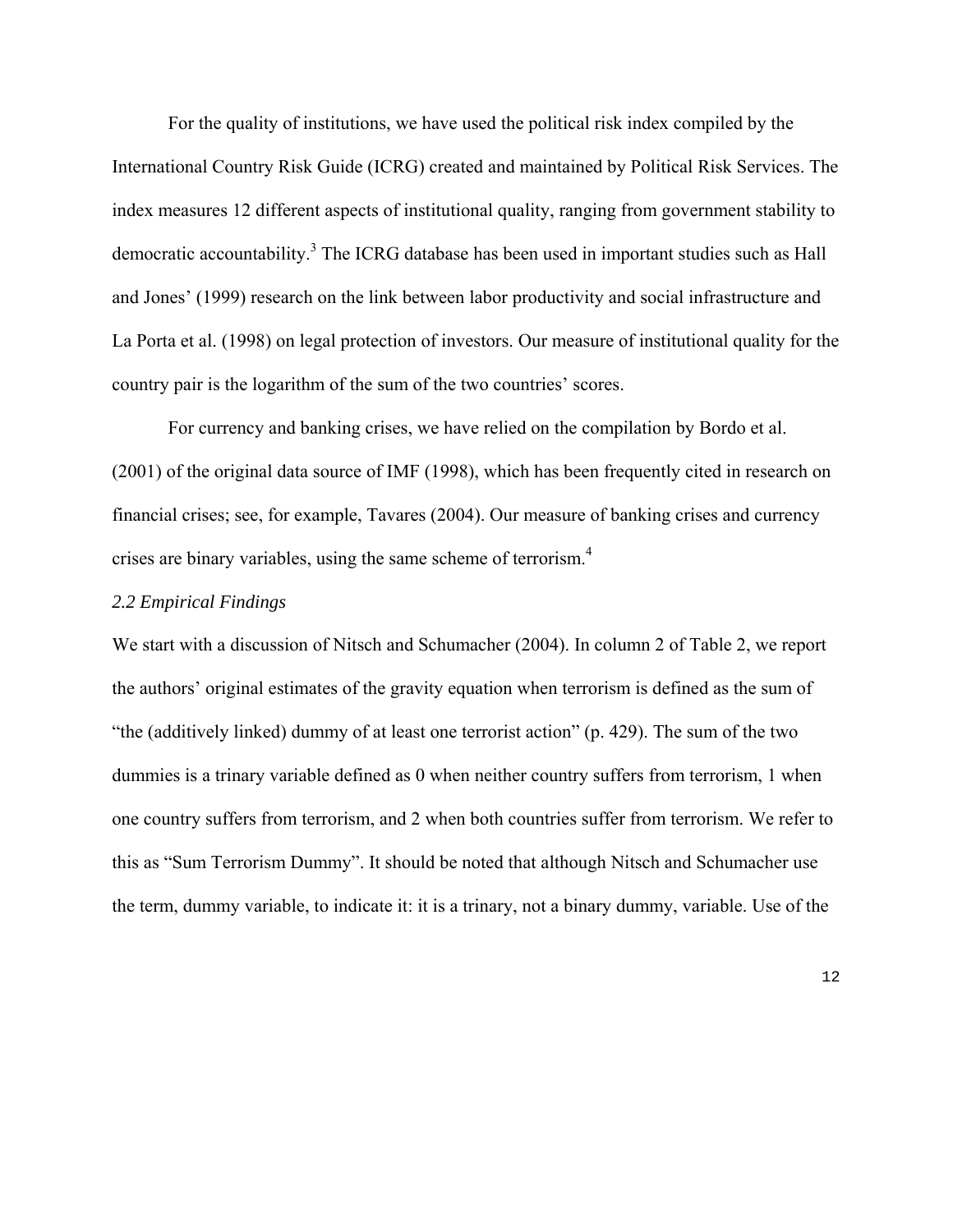For the quality of institutions, we have used the political risk index compiled by the International Country Risk Guide (ICRG) created and maintained by Political Risk Services. The index measures 12 different aspects of institutional quality, ranging from government stability to democratic accountability.[3] The ICRG database has been used in important studies such as Hall and Jones' (1999) research on the link between labor productivity and social infrastructure and La Porta et al. (1998) on legal protection of investors. Our measure of institutional quality for the country pair is the logarithm of the sum of the two countries' scores.

For currency and banking crises, we have relied on the compilation by Bordo et al. (2001) of the original data source of IMF (1998), which has been frequently cited in research on financial crises; see, for example, Tavares (2004). Our measure of banking crises and currency crises are binary variables, using the same scheme of terrorism.[4]

*2.2 Empirical Findings*

We start with a discussion of Nitsch and Schumacher (2004). In column 2 of Table 2, we report the authors' original estimates of the gravity equation when terrorism is defined as the sum of "the (additively linked) dummy of at least one terrorist action" (p. 429). The sum of the two dummies is a trinary variable defined as 0 when neither country suffers from terrorism, 1 when one country suffers from terrorism, and 2 when both countries suffer from terrorism. We refer to this as "Sum Terrorism Dummy". It should be noted that although Nitsch and Schumacher use the term, dummy variable, to indicate it: it is a trinary, not a binary dummy, variable. Use of the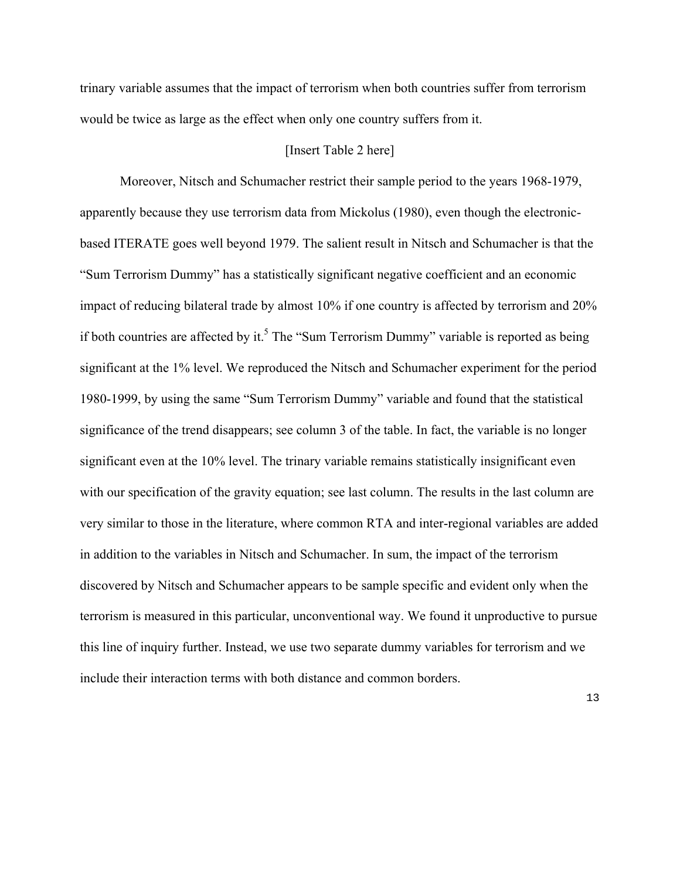trinary variable assumes that the impact of terrorism when both countries suffer from terrorism would be twice as large as the effect when only one country suffers from it.

[Insert Table 2 here]

Moreover, Nitsch and Schumacher restrict their sample period to the years 1968-1979, apparently because they use terrorism data from Mickolus (1980), even though the electronic-based ITERATE goes well beyond 1979. The salient result in Nitsch and Schumacher is that the "Sum Terrorism Dummy" has a statistically significant negative coefficient and an economic impact of reducing bilateral trade by almost 10% if one country is affected by terrorism and 20% if both countries are affected by it.[5] The "Sum Terrorism Dummy" variable is reported as being significant at the 1% level. We reproduced the Nitsch and Schumacher experiment for the period 1980-1999, by using the same "Sum Terrorism Dummy" variable and found that the statistical significance of the trend disappears; see column 3 of the table. In fact, the variable is no longer significant even at the 10% level. The trinary variable remains statistically insignificant even with our specification of the gravity equation; see last column. The results in the last column are very similar to those in the literature, where common RTA and inter-regional variables are added in addition to the variables in Nitsch and Schumacher. In sum, the impact of the terrorism discovered by Nitsch and Schumacher appears to be sample specific and evident only when the terrorism is measured in this particular, unconventional way. We found it unproductive to pursue this line of inquiry further. Instead, we use two separate dummy variables for terrorism and we include their interaction terms with both distance and common borders.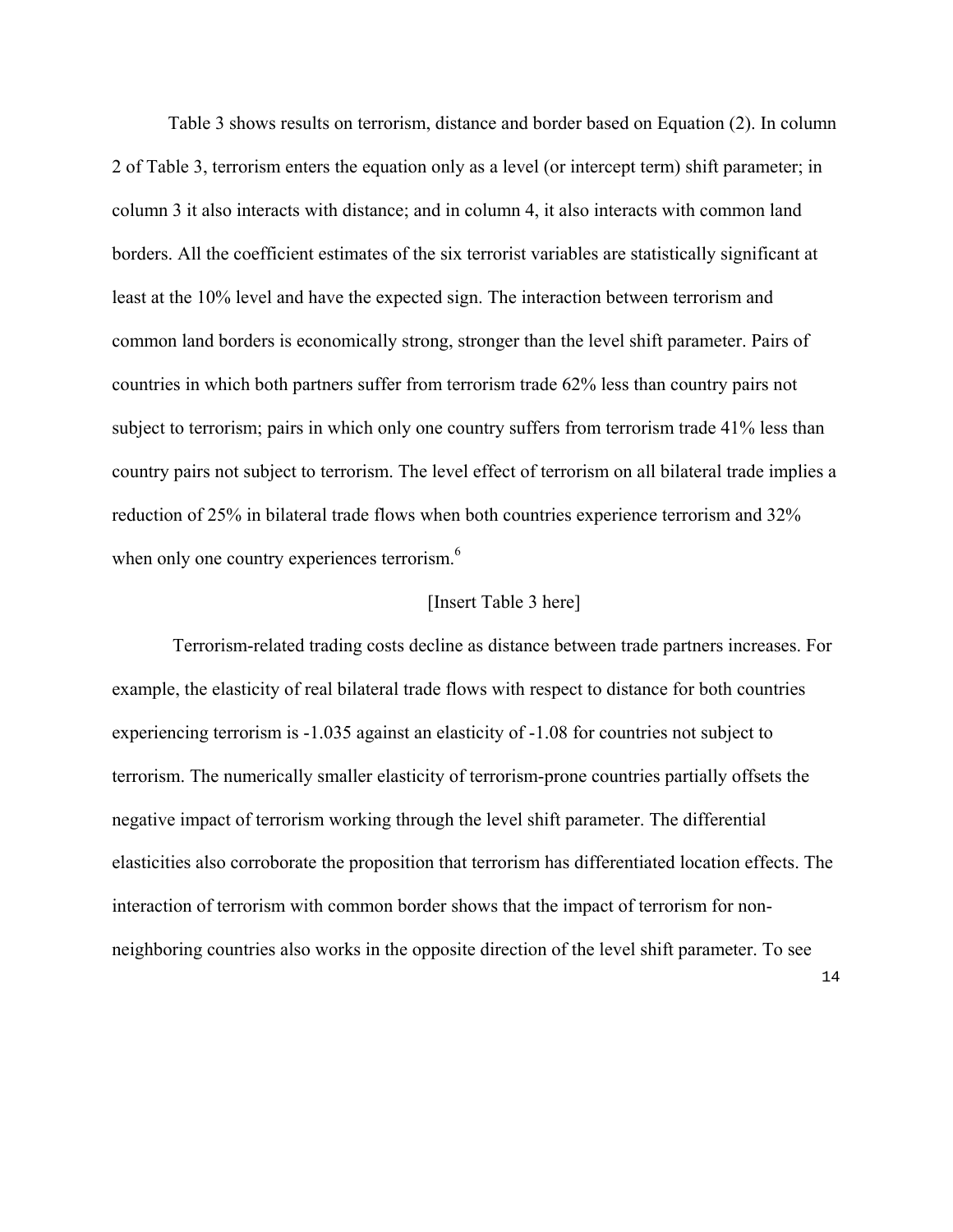Table 3 shows results on terrorism, distance and border based on Equation (2). In column 2 of Table 3, terrorism enters the equation only as a level (or intercept term) shift parameter; in column 3 it also interacts with distance; and in column 4, it also interacts with common land borders. All the coefficient estimates of the six terrorist variables are statistically significant at least at the 10% level and have the expected sign. The interaction between terrorism and common land borders is economically strong, stronger than the level shift parameter. Pairs of countries in which both partners suffer from terrorism trade 62% less than country pairs not subject to terrorism; pairs in which only one country suffers from terrorism trade 41% less than country pairs not subject to terrorism. The level effect of terrorism on all bilateral trade implies a reduction of 25% in bilateral trade flows when both countries experience terrorism and 32% when only one country experiences terrorism.[6]

[Insert Table 3 here]

Terrorism-related trading costs decline as distance between trade partners increases. For example, the elasticity of real bilateral trade flows with respect to distance for both countries experiencing terrorism is -1.035 against an elasticity of -1.08 for countries not subject to terrorism. The numerically smaller elasticity of terrorism-prone countries partially offsets the negative impact of terrorism working through the level shift parameter. The differential elasticities also corroborate the proposition that terrorism has differentiated location effects. The interaction of terrorism with common border shows that the impact of terrorism for non-neighboring countries also works in the opposite direction of the level shift parameter. To see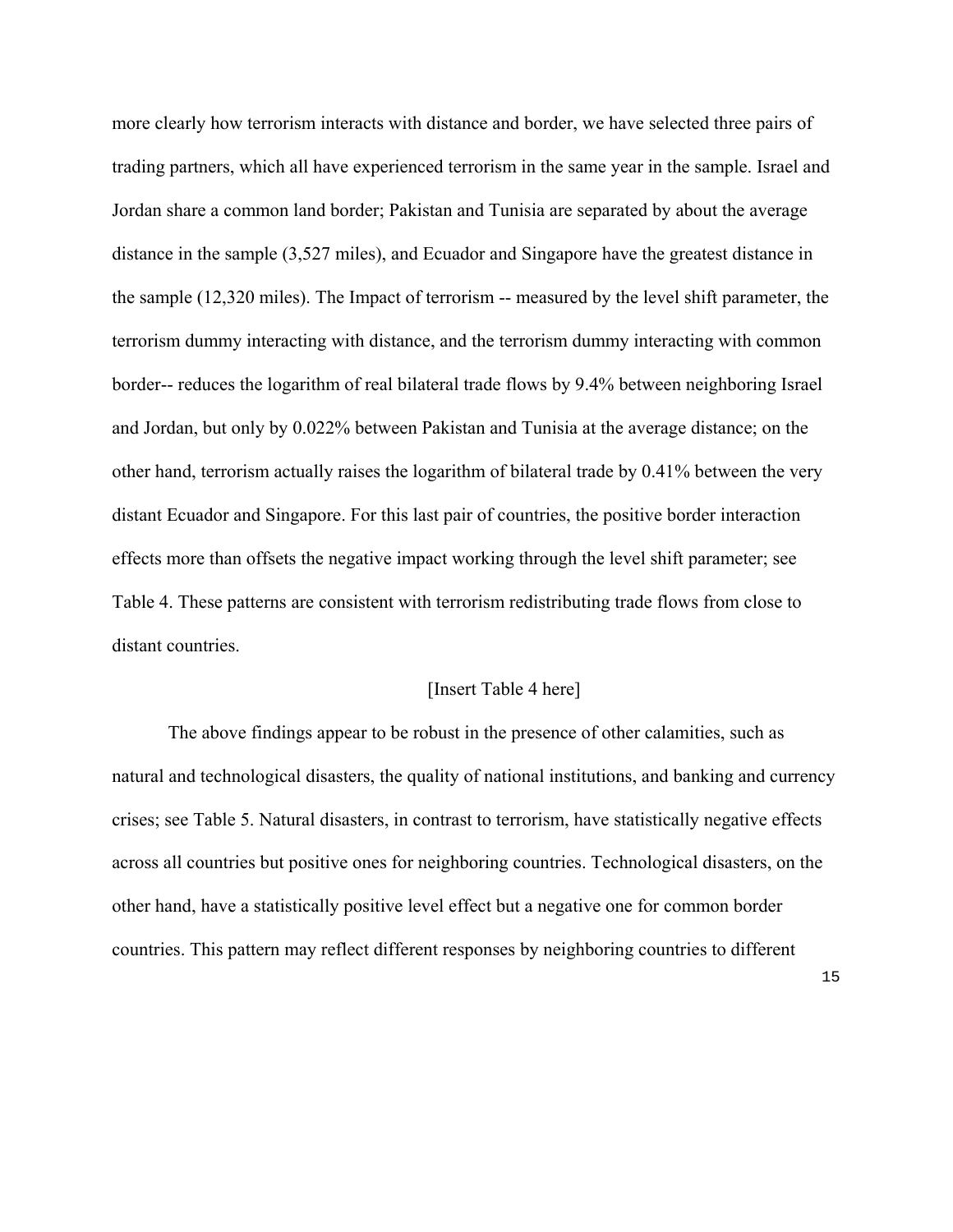more clearly how terrorism interacts with distance and border, we have selected three pairs of trading partners, which all have experienced terrorism in the same year in the sample. Israel and Jordan share a common land border; Pakistan and Tunisia are separated by about the average distance in the sample (3,527 miles), and Ecuador and Singapore have the greatest distance in the sample (12,320 miles). The Impact of terrorism -- measured by the level shift parameter, the terrorism dummy interacting with distance, and the terrorism dummy interacting with common border-- reduces the logarithm of real bilateral trade flows by 9.4% between neighboring Israel and Jordan, but only by 0.022% between Pakistan and Tunisia at the average distance; on the other hand, terrorism actually raises the logarithm of bilateral trade by 0.41% between the very distant Ecuador and Singapore. For this last pair of countries, the positive border interaction effects more than offsets the negative impact working through the level shift parameter; see Table 4. These patterns are consistent with terrorism redistributing trade flows from close to distant countries.

[Insert Table 4 here]

The above findings appear to be robust in the presence of other calamities, such as natural and technological disasters, the quality of national institutions, and banking and currency crises; see Table 5. Natural disasters, in contrast to terrorism, have statistically negative effects across all countries but positive ones for neighboring countries. Technological disasters, on the other hand, have a statistically positive level effect but a negative one for common border countries. This pattern may reflect different responses by neighboring countries to different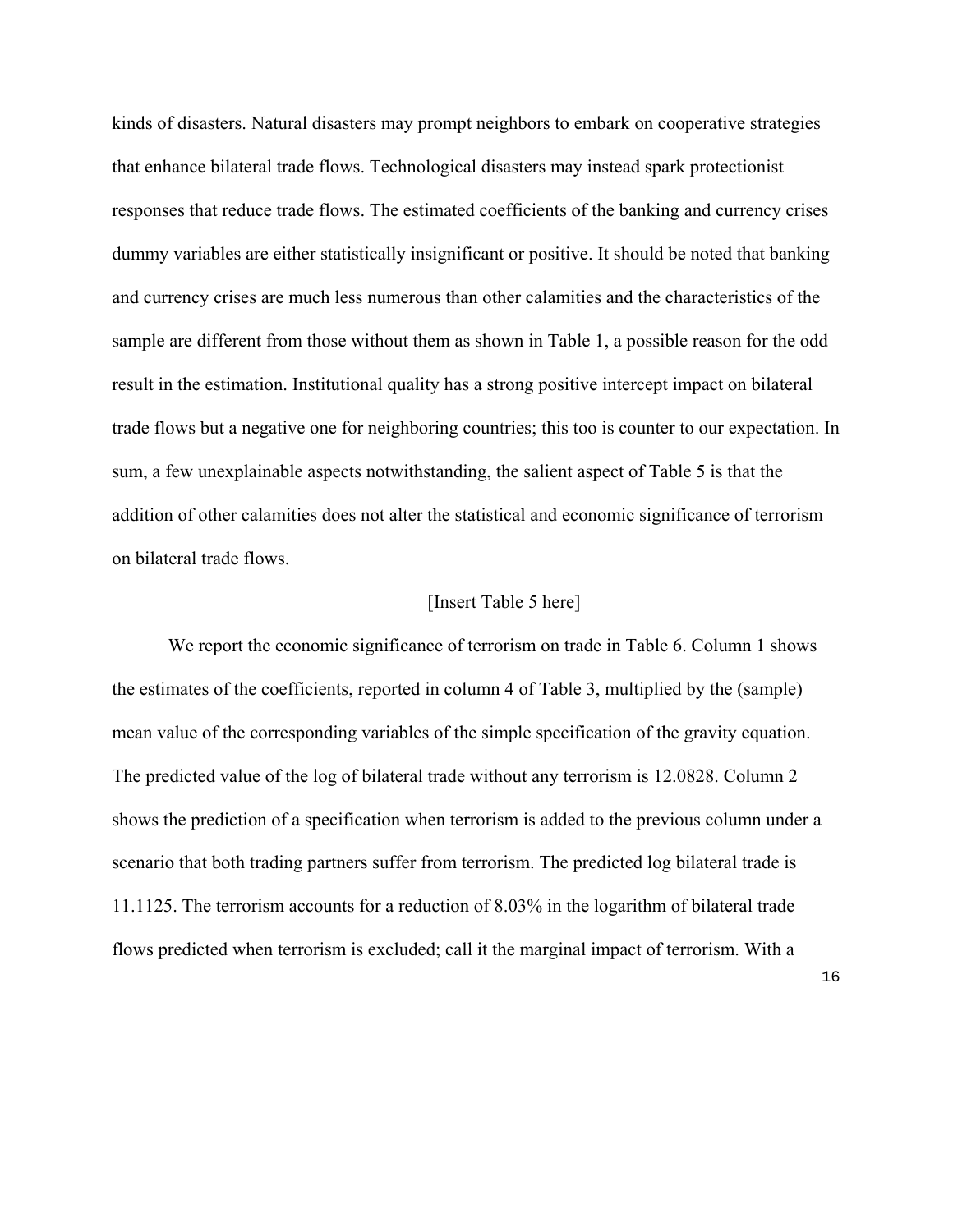kinds of disasters. Natural disasters may prompt neighbors to embark on cooperative strategies that enhance bilateral trade flows. Technological disasters may instead spark protectionist responses that reduce trade flows. The estimated coefficients of the banking and currency crises dummy variables are either statistically insignificant or positive. It should be noted that banking and currency crises are much less numerous than other calamities and the characteristics of the sample are different from those without them as shown in Table 1, a possible reason for the odd result in the estimation. Institutional quality has a strong positive intercept impact on bilateral trade flows but a negative one for neighboring countries; this too is counter to our expectation. In sum, a few unexplainable aspects notwithstanding, the salient aspect of Table 5 is that the addition of other calamities does not alter the statistical and economic significance of terrorism on bilateral trade flows.

[Insert Table 5 here]

We report the economic significance of terrorism on trade in Table 6. Column 1 shows the estimates of the coefficients, reported in column 4 of Table 3, multiplied by the (sample) mean value of the corresponding variables of the simple specification of the gravity equation. The predicted value of the log of bilateral trade without any terrorism is 12.0828. Column 2 shows the prediction of a specification when terrorism is added to the previous column under a scenario that both trading partners suffer from terrorism. The predicted log bilateral trade is 11.1125. The terrorism accounts for a reduction of 8.03% in the logarithm of bilateral trade flows predicted when terrorism is excluded; call it the marginal impact of terrorism. With a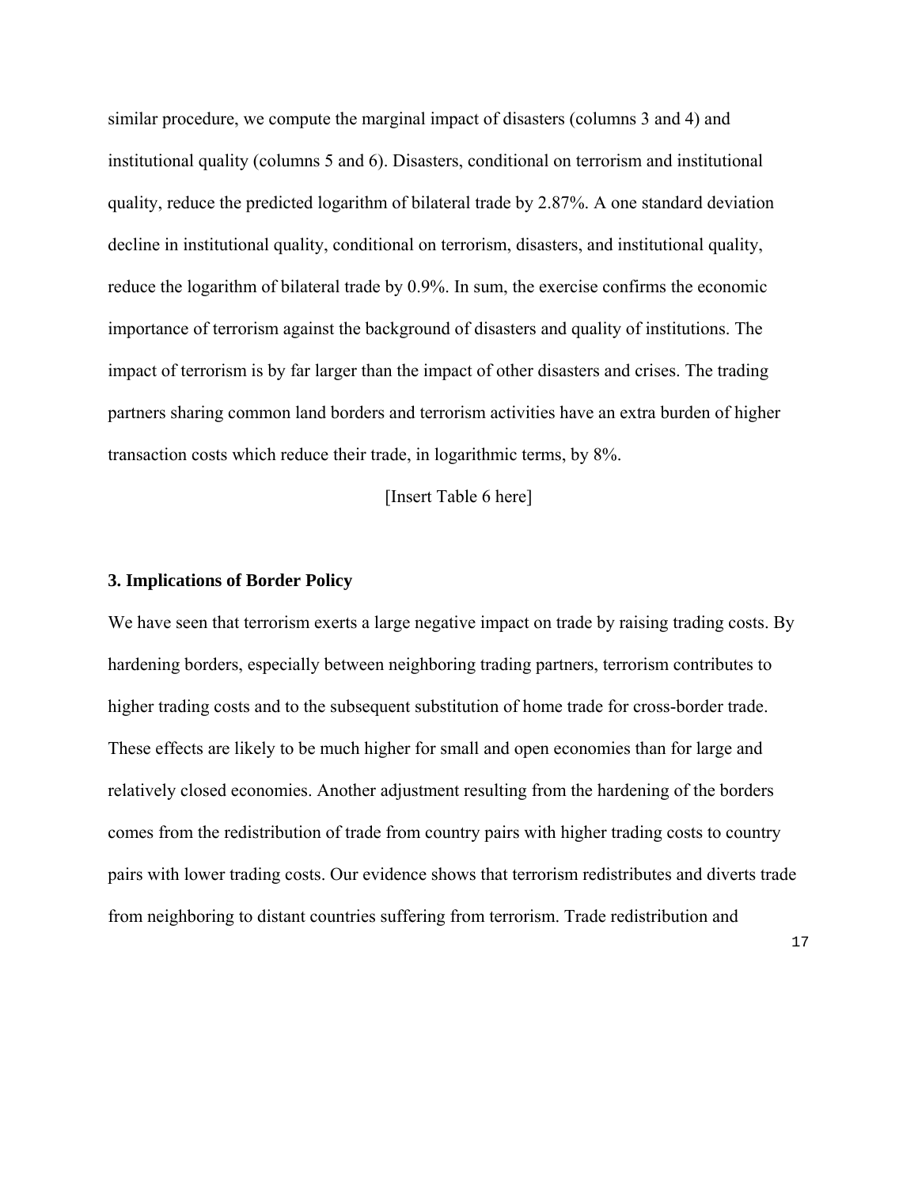similar procedure, we compute the marginal impact of disasters (columns 3 and 4) and institutional quality (columns 5 and 6). Disasters, conditional on terrorism and institutional quality, reduce the predicted logarithm of bilateral trade by 2.87%. A one standard deviation decline in institutional quality, conditional on terrorism, disasters, and institutional quality, reduce the logarithm of bilateral trade by 0.9%. In sum, the exercise confirms the economic importance of terrorism against the background of disasters and quality of institutions. The impact of terrorism is by far larger than the impact of other disasters and crises. The trading partners sharing common land borders and terrorism activities have an extra burden of higher transaction costs which reduce their trade, in logarithmic terms, by 8%.

[Insert Table 6 here]

### 3. Implications of Border Policy

We have seen that terrorism exerts a large negative impact on trade by raising trading costs. By hardening borders, especially between neighboring trading partners, terrorism contributes to higher trading costs and to the subsequent substitution of home trade for cross-border trade. These effects are likely to be much higher for small and open economies than for large and relatively closed economies. Another adjustment resulting from the hardening of the borders comes from the redistribution of trade from country pairs with higher trading costs to country pairs with lower trading costs. Our evidence shows that terrorism redistributes and diverts trade from neighboring to distant countries suffering from terrorism. Trade redistribution and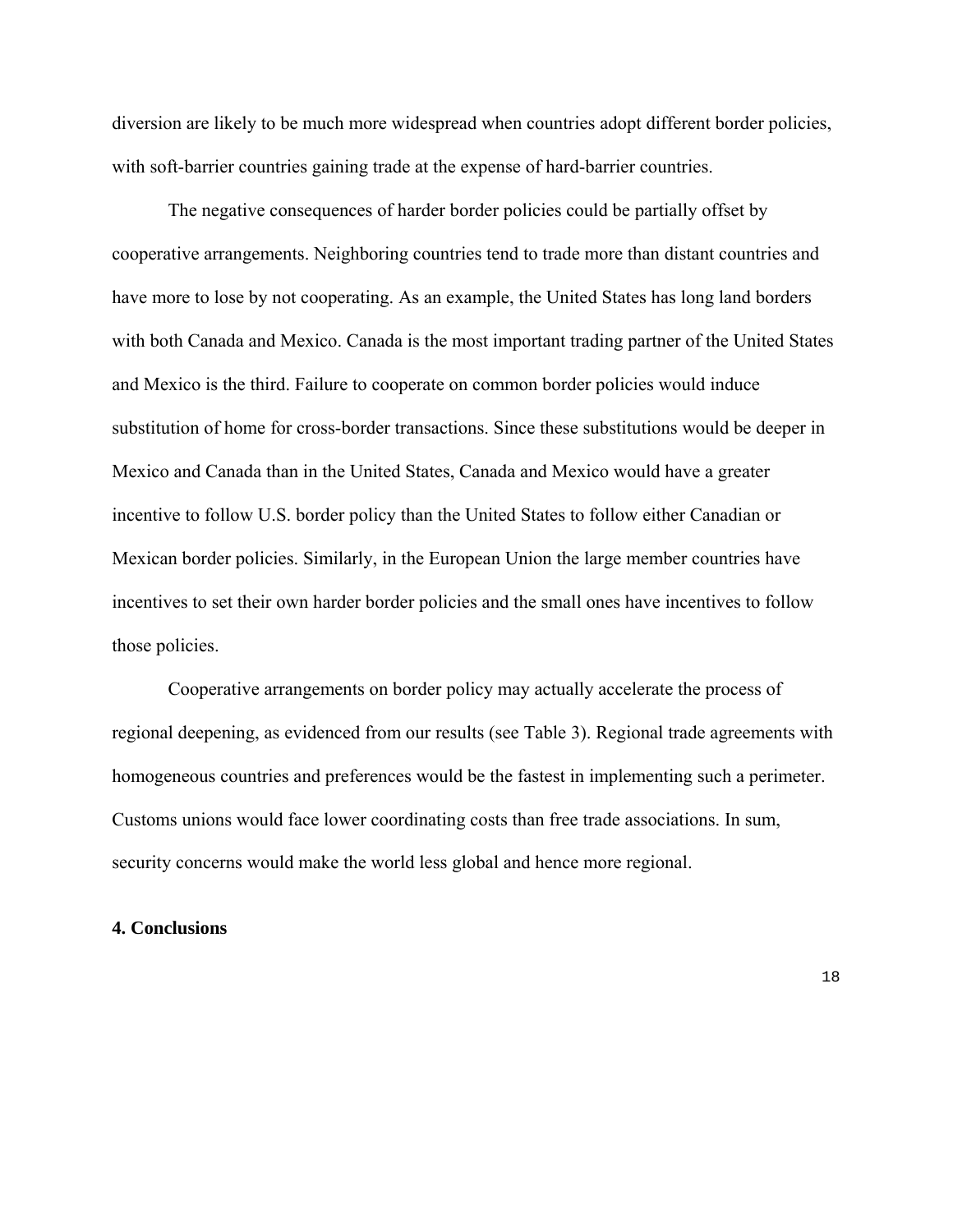diversion are likely to be much more widespread when countries adopt different border policies, with soft-barrier countries gaining trade at the expense of hard-barrier countries.

The negative consequences of harder border policies could be partially offset by cooperative arrangements. Neighboring countries tend to trade more than distant countries and have more to lose by not cooperating. As an example, the United States has long land borders with both Canada and Mexico. Canada is the most important trading partner of the United States and Mexico is the third. Failure to cooperate on common border policies would induce substitution of home for cross-border transactions. Since these substitutions would be deeper in Mexico and Canada than in the United States, Canada and Mexico would have a greater incentive to follow U.S. border policy than the United States to follow either Canadian or Mexican border policies. Similarly, in the European Union the large member countries have incentives to set their own harder border policies and the small ones have incentives to follow those policies.

Cooperative arrangements on border policy may actually accelerate the process of regional deepening, as evidenced from our results (see Table 3). Regional trade agreements with homogeneous countries and preferences would be the fastest in implementing such a perimeter. Customs unions would face lower coordinating costs than free trade associations. In sum, security concerns would make the world less global and hence more regional.

## 4. Conclusions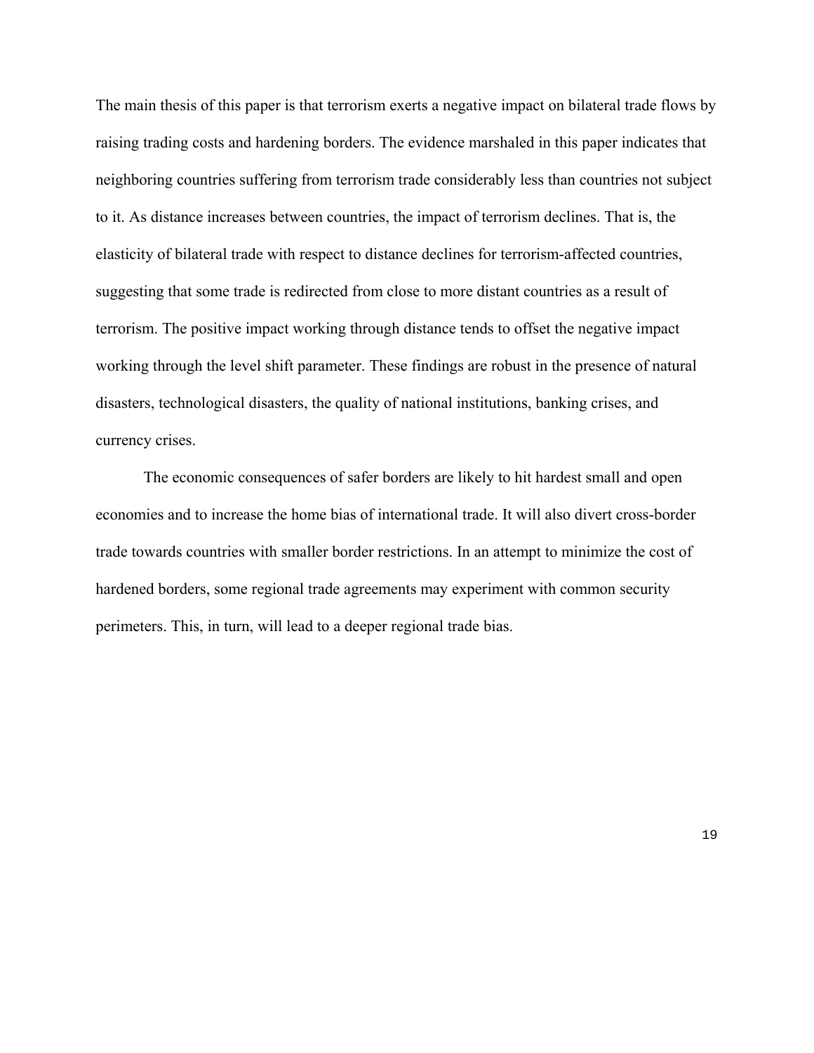The main thesis of this paper is that terrorism exerts a negative impact on bilateral trade flows by raising trading costs and hardening borders. The evidence marshaled in this paper indicates that neighboring countries suffering from terrorism trade considerably less than countries not subject to it. As distance increases between countries, the impact of terrorism declines. That is, the elasticity of bilateral trade with respect to distance declines for terrorism-affected countries, suggesting that some trade is redirected from close to more distant countries as a result of terrorism. The positive impact working through distance tends to offset the negative impact working through the level shift parameter. These findings are robust in the presence of natural disasters, technological disasters, the quality of national institutions, banking crises, and currency crises.

The economic consequences of safer borders are likely to hit hardest small and open economies and to increase the home bias of international trade. It will also divert cross-border trade towards countries with smaller border restrictions. In an attempt to minimize the cost of hardened borders, some regional trade agreements may experiment with common security perimeters. This, in turn, will lead to a deeper regional trade bias.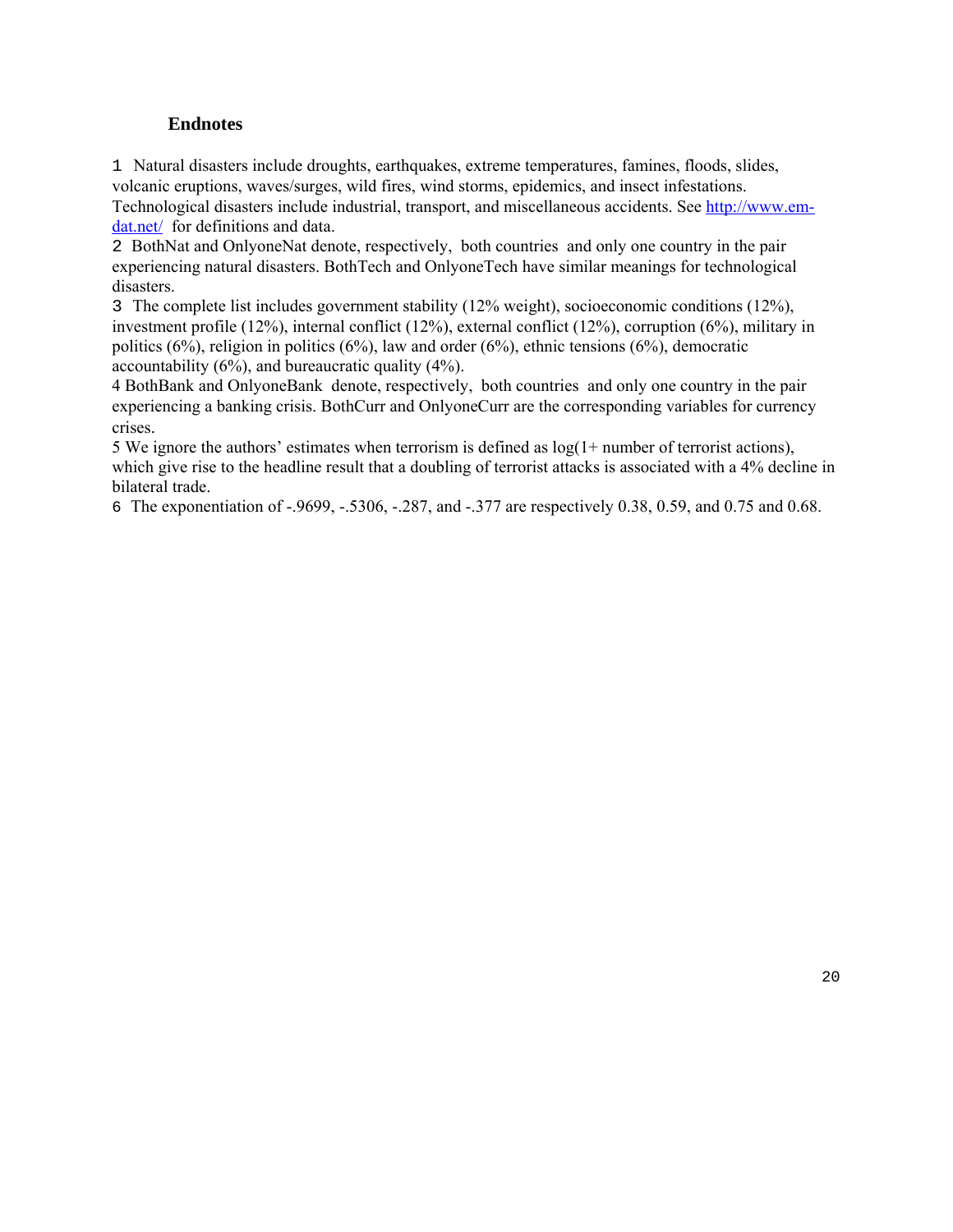## Endnotes

1 Natural disasters include droughts, earthquakes, extreme temperatures, famines, floods, slides, volcanic eruptions, waves/surges, wild fires, wind storms, epidemics, and insect infestations. Technological disasters include industrial, transport, and miscellaneous accidents. See [http://www.em-dat.net/](http://www.em-dat.net/) for definitions and data.

2 BothNat and OnlyoneNat denote, respectively, both countries and only one country in the pair experiencing natural disasters. BothTech and OnlyoneTech have similar meanings for technological disasters.

3 The complete list includes government stability (12% weight), socioeconomic conditions (12%), investment profile (12%), internal conflict (12%), external conflict (12%), corruption (6%), military in politics (6%), religion in politics (6%), law and order (6%), ethnic tensions (6%), democratic accountability (6%), and bureaucratic quality (4%).

4 BothBank and OnlyoneBank denote, respectively, both countries and only one country in the pair experiencing a banking crisis. BothCurr and OnlyoneCurr are the corresponding variables for currency crises.

5 We ignore the authors' estimates when terrorism is defined as log(1+ number of terrorist actions), which give rise to the headline result that a doubling of terrorist attacks is associated with a 4% decline in bilateral trade.

6 The exponentiation of -.9699, -.5306, -.287, and -.377 are respectively 0.38, 0.59, and 0.75 and 0.68.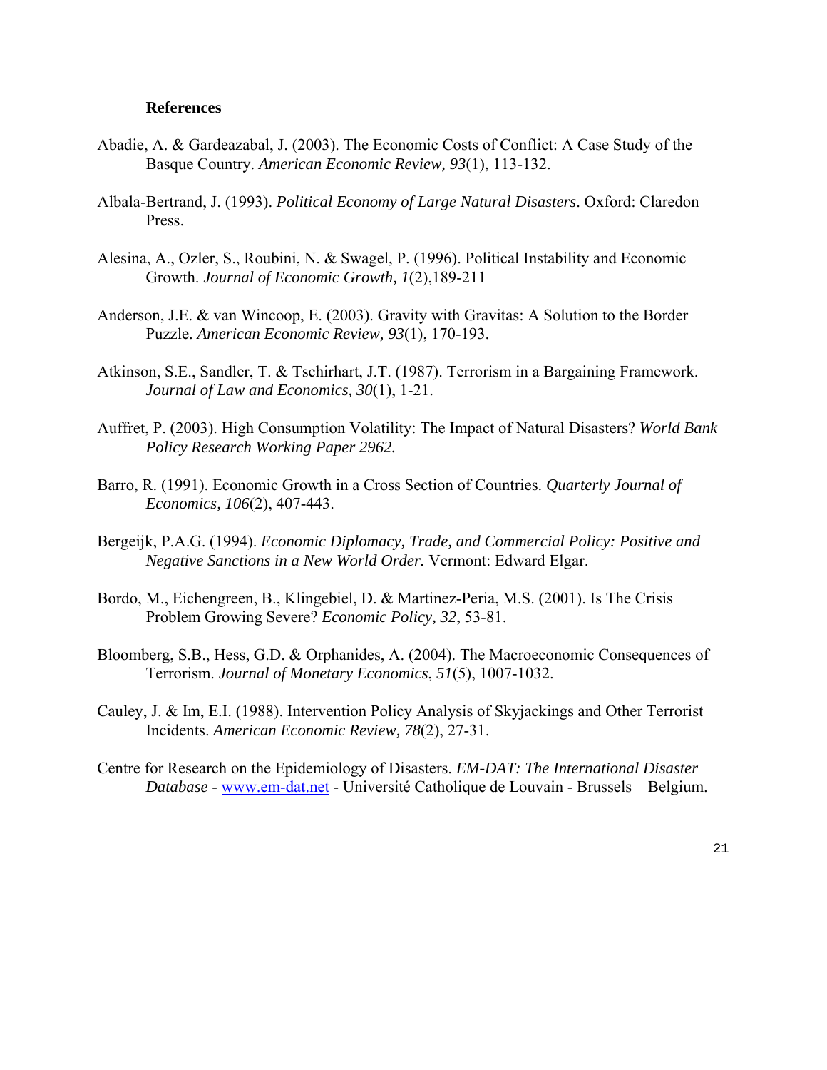**References**

Abadie, A. & Gardeazabal, J. (2003). The Economic Costs of Conflict: A Case Study of the Basque Country. *American Economic Review, 93*(1), 113-132.

Albala-Bertrand, J. (1993). *Political Economy of Large Natural Disasters*. Oxford: Claredon Press.

Alesina, A., Ozler, S., Roubini, N. & Swagel, P. (1996). Political Instability and Economic Growth. *Journal of Economic Growth, 1*(2),189-211

Anderson, J.E. & van Wincoop, E. (2003). Gravity with Gravitas: A Solution to the Border Puzzle. *American Economic Review, 93*(1), 170-193.

Atkinson, S.E., Sandler, T. & Tschirhart, J.T. (1987). Terrorism in a Bargaining Framework. *Journal of Law and Economics, 30*(1), 1-21.

Auffret, P. (2003). High Consumption Volatility: The Impact of Natural Disasters? *World Bank Policy Research Working Paper 2962.*

Barro, R. (1991). Economic Growth in a Cross Section of Countries. *Quarterly Journal of Economics, 106*(2), 407-443.

Bergeijk, P.A.G. (1994). *Economic Diplomacy, Trade, and Commercial Policy: Positive and Negative Sanctions in a New World Order.* Vermont: Edward Elgar.

Bordo, M., Eichengreen, B., Klingebiel, D. & Martinez-Peria, M.S. (2001). Is The Crisis Problem Growing Severe? *Economic Policy, 32*, 53-81.

Bloomberg, S.B., Hess, G.D. & Orphanides, A. (2004). The Macroeconomic Consequences of Terrorism. *Journal of Monetary Economics*, *51*(5), 1007-1032.

Cauley, J. & Im, E.I. (1988). Intervention Policy Analysis of Skyjackings and Other Terrorist Incidents. *American Economic Review, 78*(2), 27-31.

Centre for Research on the Epidemiology of Disasters. *EM-DAT: The International Disaster Database* - www.em-dat.net - Université Catholique de Louvain - Brussels – Belgium.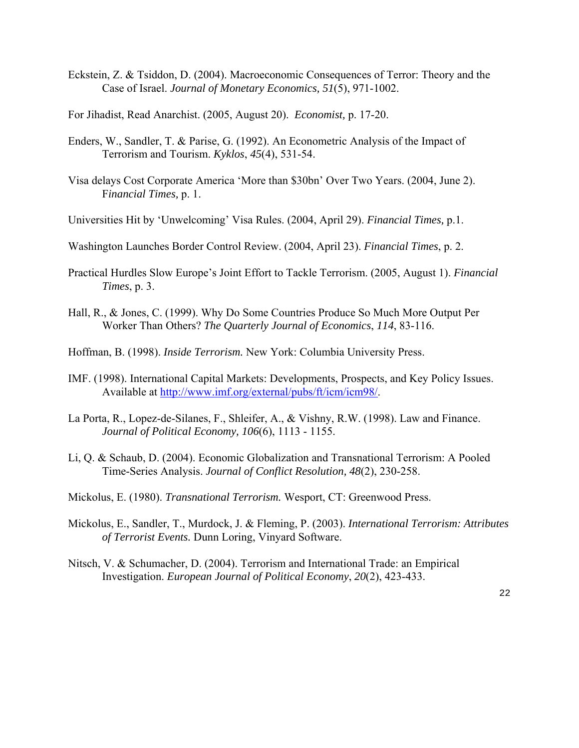Eckstein, Z. & Tsiddon, D. (2004). Macroeconomic Consequences of Terror: Theory and the Case of Israel. *Journal of Monetary Economics, 51*(5), 971-1002.

For Jihadist, Read Anarchist. (2005, August 20). *Economist,* p. 17-20.

Enders, W., Sandler, T. & Parise, G. (1992). An Econometric Analysis of the Impact of Terrorism and Tourism. *Kyklos*, *45*(4), 531-54.

Visa delays Cost Corporate America 'More than $30bn' Over Two Years. (2004, June 2). F*inancial Times,* p. 1.

Universities Hit by 'Unwelcoming' Visa Rules. (2004, April 29). *Financial Times,* p.1.

Washington Launches Border Control Review. (2004, April 23). *Financial Times*, p. 2.

Practical Hurdles Slow Europe's Joint Effort to Tackle Terrorism. (2005, August 1). *Financial Times*, p. 3.

Hall, R., & Jones, C. (1999). Why Do Some Countries Produce So Much More Output Per Worker Than Others? *The Quarterly Journal of Economics*, *114*, 83-116.

Hoffman, B. (1998). *Inside Terrorism.* New York: Columbia University Press.

IMF. (1998). International Capital Markets: Developments, Prospects, and Key Policy Issues. Available at http://www.imf.org/external/pubs/ft/icm/icm98/.

La Porta, R., Lopez-de-Silanes, F., Shleifer, A., & Vishny, R.W. (1998). Law and Finance. *Journal of Political Economy, 106*(6), 1113 - 1155.

Li, Q. & Schaub, D. (2004). Economic Globalization and Transnational Terrorism: A Pooled Time-Series Analysis. *Journal of Conflict Resolution, 48*(2), 230-258.

Mickolus, E. (1980). *Transnational Terrorism.* Wesport, CT: Greenwood Press.

Mickolus, E., Sandler, T., Murdock, J. & Fleming, P. (2003). *International Terrorism: Attributes of Terrorist Events.* Dunn Loring, Vinyard Software.

Nitsch, V. & Schumacher, D. (2004). Terrorism and International Trade: an Empirical Investigation. *European Journal of Political Economy*, *20*(2), 423-433.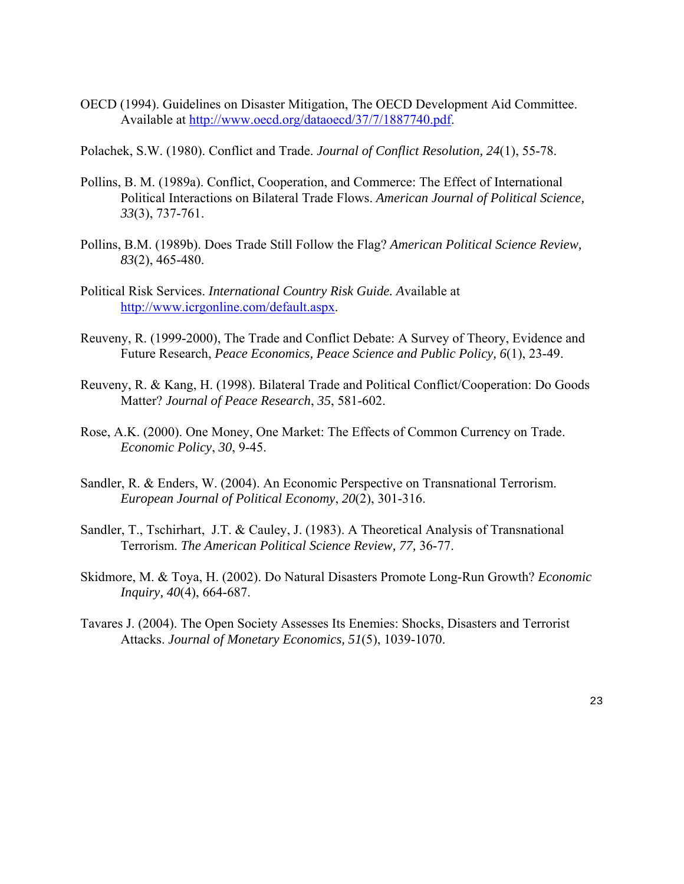OECD (1994). Guidelines on Disaster Mitigation, The OECD Development Aid Committee. Available at http://www.oecd.org/dataoecd/37/7/1887740.pdf.

Polachek, S.W. (1980). Conflict and Trade. *Journal of Conflict Resolution, 24*(1), 55-78.

Pollins, B. M. (1989a). Conflict, Cooperation, and Commerce: The Effect of International Political Interactions on Bilateral Trade Flows. *American Journal of Political Science, 33*(3), 737-761.

Pollins, B.M. (1989b). Does Trade Still Follow the Flag? *American Political Science Review, 83*(2), 465-480.

Political Risk Services. *International Country Risk Guide. A*vailable at http://www.icrgonline.com/default.aspx.

Reuveny, R. (1999-2000), The Trade and Conflict Debate: A Survey of Theory, Evidence and Future Research, *Peace Economics, Peace Science and Public Policy, 6*(1), 23-49.

Reuveny, R. & Kang, H. (1998). Bilateral Trade and Political Conflict/Cooperation: Do Goods Matter? *Journal of Peace Research*, *35*, 581-602.

Rose, A.K. (2000). One Money, One Market: The Effects of Common Currency on Trade. *Economic Policy*, *30*, 9-45.

Sandler, R. & Enders, W. (2004). An Economic Perspective on Transnational Terrorism. *European Journal of Political Economy*, *20*(2), 301-316.

Sandler, T., Tschirhart, J.T. & Cauley, J. (1983). A Theoretical Analysis of Transnational Terrorism. *The American Political Science Review, 77,* 36-77.

Skidmore, M. & Toya, H. (2002). Do Natural Disasters Promote Long-Run Growth? *Economic Inquiry, 40*(4), 664-687.

Tavares J. (2004). The Open Society Assesses Its Enemies: Shocks, Disasters and Terrorist Attacks. *Journal of Monetary Economics, 51*(5), 1039-1070.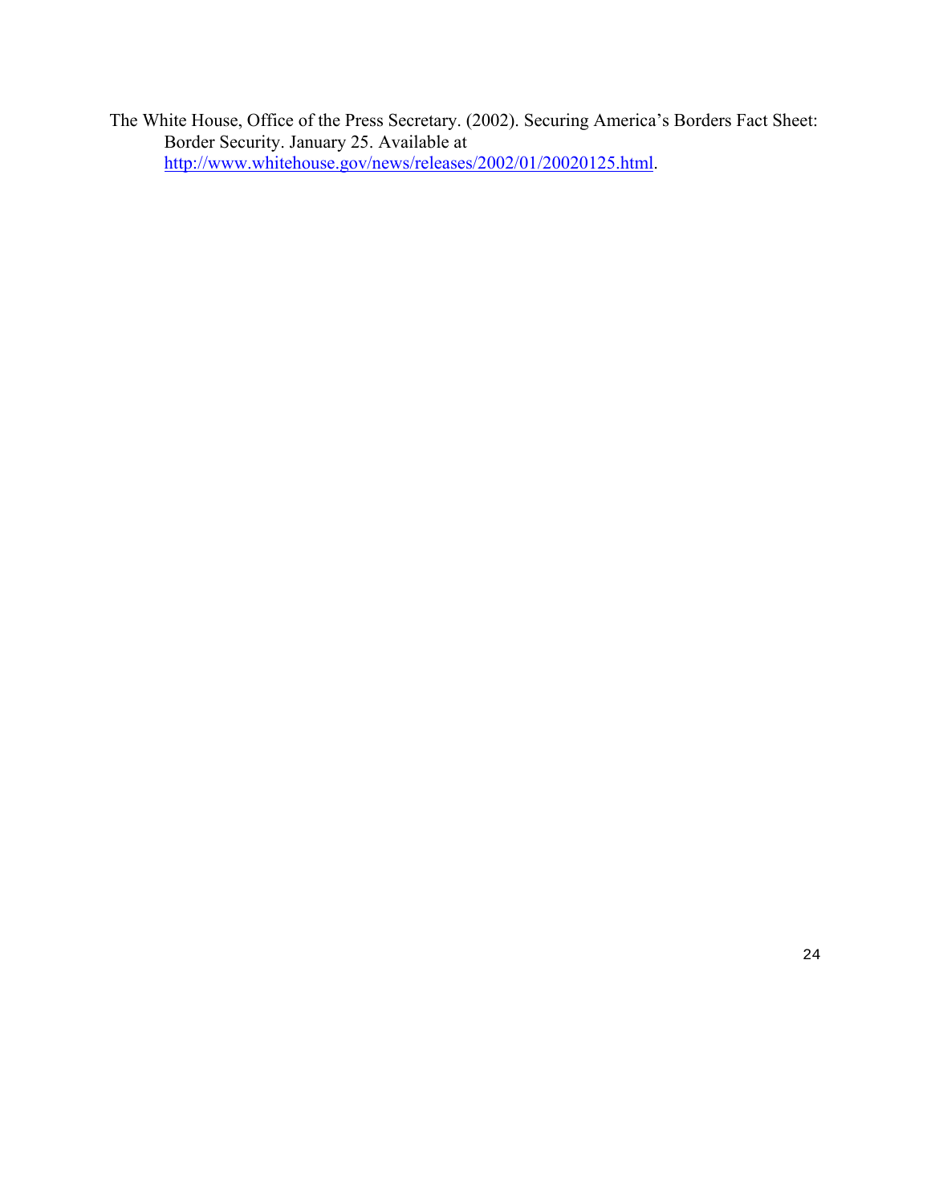The White House, Office of the Press Secretary. (2002). Securing America's Borders Fact Sheet: Border Security. January 25. Available at http://www.whitehouse.gov/news/releases/2002/01/20020125.html.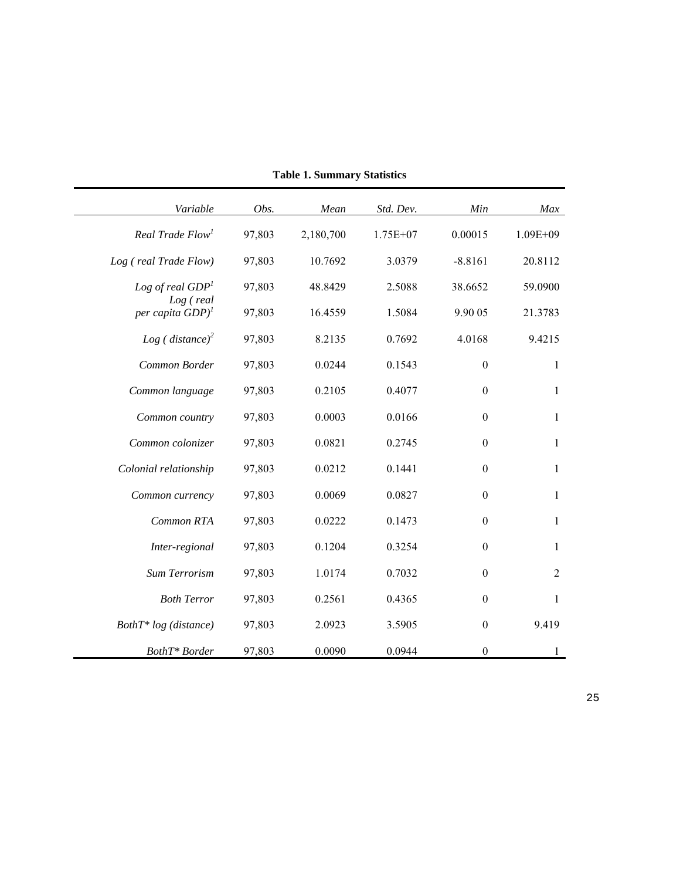**Table 1. Summary Statistics**

| *Variable* | *Obs.* | *Mean* | *Std. Dev.* | *Min* | *Max* |
|---|---|---|---|---|---|
| *Real Trade Flow*[1] | 97,803 | 2,180,700 | 1.75E+07 | 0.00015 | 1.09E+09 |
| *Log ( real Trade Flow)* | 97,803 | 10.7692 | 3.0379 | -8.8161 | 20.8112 |
| *Log of real GDP*[1] | 97,803 | 48.8429 | 2.5088 | 38.6652 | 59.0900 |
| *Log ( real per capita GDP)*[1] | 97,803 | 16.4559 | 1.5084 | 9.90 05 | 21.3783 |
| *Log ( distance)*[2] | 97,803 | 8.2135 | 0.7692 | 4.0168 | 9.4215 |
| *Common Border* | 97,803 | 0.0244 | 0.1543 | 0 | 1 |
| *Common language* | 97,803 | 0.2105 | 0.4077 | 0 | 1 |
| *Common country* | 97,803 | 0.0003 | 0.0166 | 0 | 1 |
| *Common colonizer* | 97,803 | 0.0821 | 0.2745 | 0 | 1 |
| *Colonial relationship* | 97,803 | 0.0212 | 0.1441 | 0 | 1 |
| *Common currency* | 97,803 | 0.0069 | 0.0827 | 0 | 1 |
| *Common RTA* | 97,803 | 0.0222 | 0.1473 | 0 | 1 |
| *Inter-regional* | 97,803 | 0.1204 | 0.3254 | 0 | 1 |
| *Sum Terrorism* | 97,803 | 1.0174 | 0.7032 | 0 | 2 |
| *Both Terror* | 97,803 | 0.2561 | 0.4365 | 0 | 1 |
| *BothT* log (distance)* | 97,803 | 2.0923 | 3.5905 | 0 | 9.419 |
| *BothT* Border* | 97,803 | 0.0090 | 0.0944 | 0 | 1 |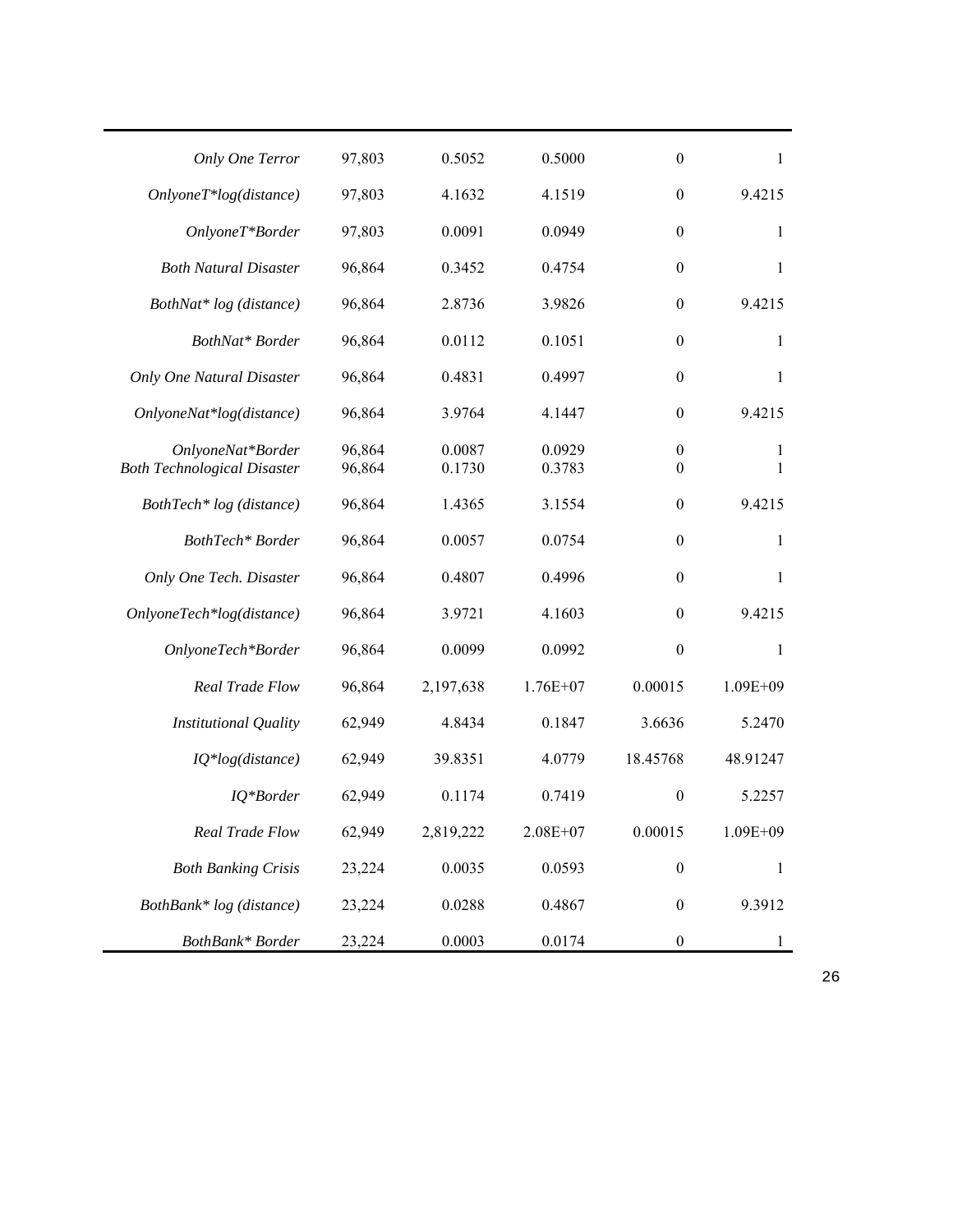| | | | | | |
|---|---|---|---|---|---|
| *Only One Terror* | 97,803 | 0.5052 | 0.5000 | 0 | 1 |
| *OnlyoneT*log(distance)* | 97,803 | 4.1632 | 4.1519 | 0 | 9.4215 |
| *OnlyoneT*Border* | 97,803 | 0.0091 | 0.0949 | 0 | 1 |
| *Both Natural Disaster* | 96,864 | 0.3452 | 0.4754 | 0 | 1 |
| *BothNat* log (distance)* | 96,864 | 2.8736 | 3.9826 | 0 | 9.4215 |
| *BothNat* Border* | 96,864 | 0.0112 | 0.1051 | 0 | 1 |
| *Only One Natural Disaster* | 96,864 | 0.4831 | 0.4997 | 0 | 1 |
| *OnlyoneNat*log(distance)* | 96,864 | 3.9764 | 4.1447 | 0 | 9.4215 |
| *OnlyoneNat*Border* | 96,864 | 0.0087 | 0.0929 | 0 | 1 |
| *Both Technological Disaster* | 96,864 | 0.1730 | 0.3783 | 0 | 1 |
| *BothTech* log (distance)* | 96,864 | 1.4365 | 3.1554 | 0 | 9.4215 |
| *BothTech* Border* | 96,864 | 0.0057 | 0.0754 | 0 | 1 |
| *Only One Tech. Disaster* | 96,864 | 0.4807 | 0.4996 | 0 | 1 |
| *OnlyoneTech*log(distance)* | 96,864 | 3.9721 | 4.1603 | 0 | 9.4215 |
| *OnlyoneTech*Border* | 96,864 | 0.0099 | 0.0992 | 0 | 1 |
| *Real Trade Flow* | 96,864 | 2,197,638 | 1.76E+07 | 0.00015 | 1.09E+09 |
| *Institutional Quality* | 62,949 | 4.8434 | 0.1847 | 3.6636 | 5.2470 |
| *IQ*log(distance)* | 62,949 | 39.8351 | 4.0779 | 18.45768 | 48.91247 |
| *IQ*Border* | 62,949 | 0.1174 | 0.7419 | 0 | 5.2257 |
| *Real Trade Flow* | 62,949 | 2,819,222 | 2.08E+07 | 0.00015 | 1.09E+09 |
| *Both Banking Crisis* | 23,224 | 0.0035 | 0.0593 | 0 | 1 |
| *BothBank* log (distance)* | 23,224 | 0.0288 | 0.4867 | 0 | 9.3912 |
| *BothBank* Border* | 23,224 | 0.0003 | 0.0174 | 0 | 1 |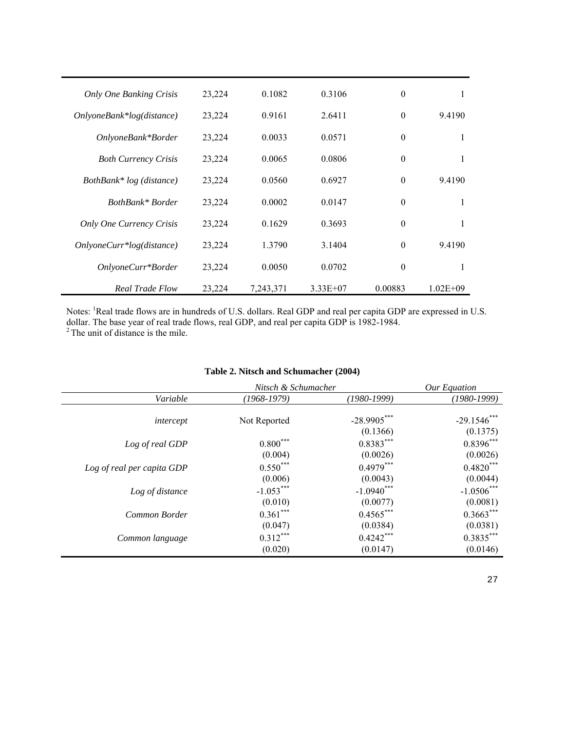| | | | | | |
|---|---|---|---|---|---|
| *Only One Banking Crisis* | 23,224 | 0.1082 | 0.3106 | 0 | 1 |
| *OnlyoneBank*log(distance)* | 23,224 | 0.9161 | 2.6411 | 0 | 9.4190 |
| *OnlyoneBank*Border* | 23,224 | 0.0033 | 0.0571 | 0 | 1 |
| *Both Currency Crisis* | 23,224 | 0.0065 | 0.0806 | 0 | 1 |
| *BothBank* log (distance)* | 23,224 | 0.0560 | 0.6927 | 0 | 9.4190 |
| *BothBank* Border* | 23,224 | 0.0002 | 0.0147 | 0 | 1 |
| *Only One Currency Crisis* | 23,224 | 0.1629 | 0.3693 | 0 | 1 |
| *OnlyoneCurr*log(distance)* | 23,224 | 1.3790 | 3.1404 | 0 | 9.4190 |
| *OnlyoneCurr*Border* | 23,224 | 0.0050 | 0.0702 | 0 | 1 |
| *Real Trade Flow* | 23,224 | 7,243,371 | 3.33E+07 | 0.00883 | 1.02E+09 |

Notes: [1]Real trade flows are in hundreds of U.S. dollars. Real GDP and real per capita GDP are expressed in U.S. dollar. The base year of real trade flows, real GDP, and real per capita GDP is 1982-1984.
[2] The unit of distance is the mile.

**Table 2. Nitsch and Schumacher (2004)**

| | *Nitsch & Schumacher* | | *Our Equation* |
|---|---|---|---|
| *Variable* | *(1968-1979)* | *(1980-1999)* | *(1980-1999)* |
| *intercept* | Not Reported | $-28.9905^{***}$ | $-29.1546^{***}$ |
| | | (0.1366) | (0.1375) |
| *Log of real GDP* | $0.800^{***}$ | $0.8383^{***}$ | $0.8396^{***}$ |
| | (0.004) | (0.0026) | (0.0026) |
| *Log of real per capita GDP* | $0.550^{***}$ | $0.4979^{***}$ | $0.4820^{***}$ |
| | (0.006) | (0.0043) | (0.0044) |
| *Log of distance* | $-1.053^{***}$ | $-1.0940^{***}$ | $-1.0506^{***}$ |
| | (0.010) | (0.0077) | (0.0081) |
| *Common Border* | $0.361^{***}$ | $0.4565^{***}$ | $0.3663^{***}$ |
| | (0.047) | (0.0384) | (0.0381) |
| *Common language* | $0.312^{***}$ | $0.4242^{***}$ | $0.3835^{***}$ |
| | (0.020) | (0.0147) | (0.0146) |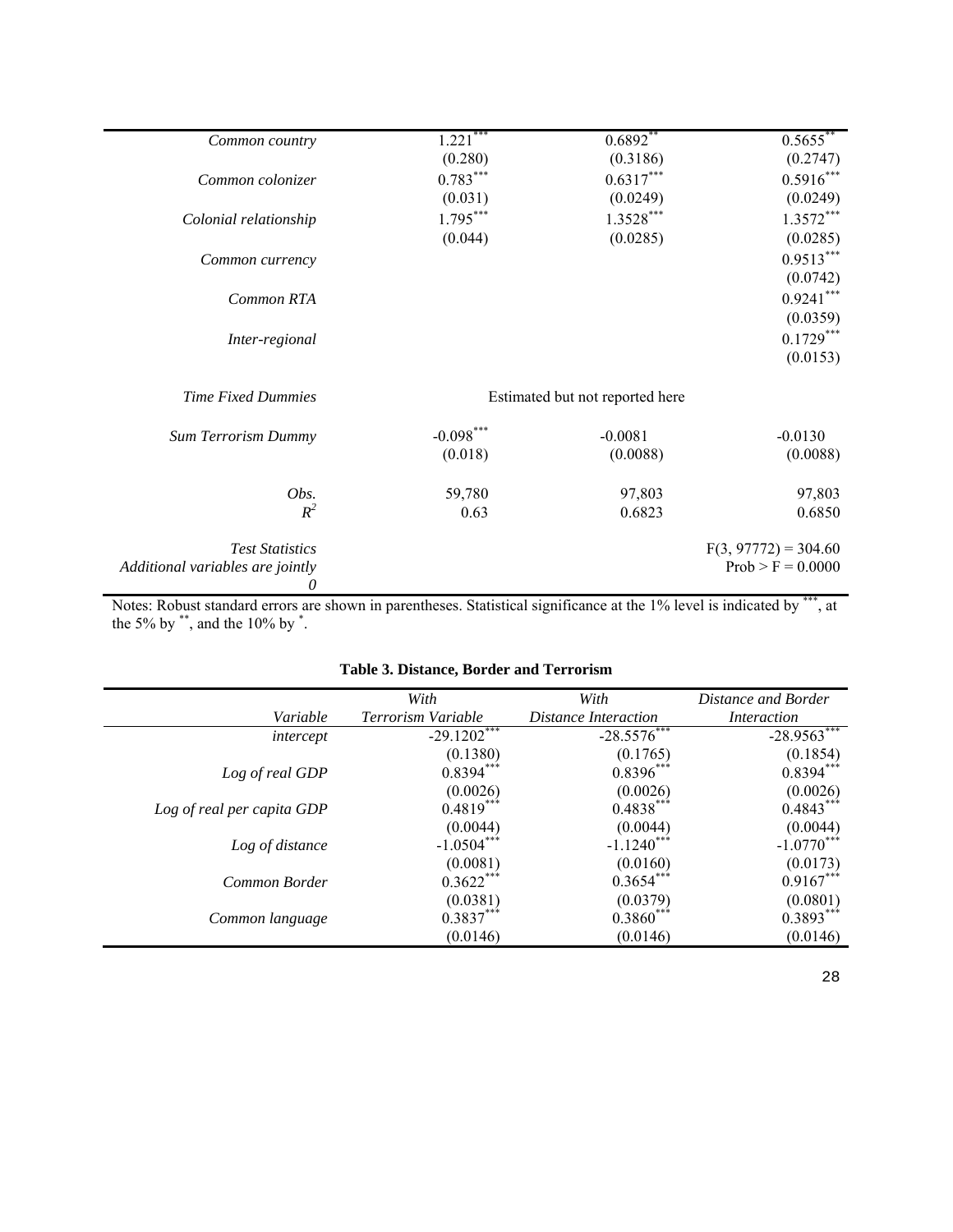| | | | |
|---|---|---|---|
| *Common country* | 1.221*** | 0.6892** | 0.5655** |
| | (0.280) | (0.3186) | (0.2747) |
| *Common colonizer* | 0.783*** | 0.6317*** | 0.5916*** |
| | (0.031) | (0.0249) | (0.0249) |
| *Colonial relationship* | 1.795*** | 1.3528*** | 1.3572*** |
| | (0.044) | (0.0285) | (0.0285) |
| *Common currency* | | | 0.9513*** |
| | | | (0.0742) |
| *Common RTA* | | | 0.9241*** |
| | | | (0.0359) |
| *Inter-regional* | | | 0.1729*** |
| | | | (0.0153) |
| *Time Fixed Dummies* | | Estimated but not reported here | |
| *Sum Terrorism Dummy* | -0.098*** | -0.0081 | -0.0130 |
| | (0.018) | (0.0088) | (0.0088) |
| *Obs.* | 59,780 | 97,803 | 97,803 |
| $R^2$ | 0.63 | 0.6823 | 0.6850 |
| *Test Statistics* | | | $F(3, 97772) = 304.60$ |
| *Additional variables are jointly 0* | | | Prob > F = 0.0000 |

Notes: Robust standard errors are shown in parentheses. Statistical significance at the 1% level is indicated by ***, at the 5% by **, and the 10% by *.

**Table 3. Distance, Border and Terrorism**

| *Variable* | *With Terrorism Variable* | *With Distance Interaction* | *Distance and Border Interaction* |
|---|---|---|---|
| *intercept* | -29.1202*** | -28.5576*** | -28.9563*** |
| | (0.1380) | (0.1765) | (0.1854) |
| *Log of real GDP* | 0.8394*** | 0.8396*** | 0.8394*** |
| | (0.0026) | (0.0026) | (0.0026) |
| *Log of real per capita GDP* | 0.4819*** | 0.4838*** | 0.4843*** |
| | (0.0044) | (0.0044) | (0.0044) |
| *Log of distance* | -1.0504*** | -1.1240*** | -1.0770*** |
| | (0.0081) | (0.0160) | (0.0173) |
| *Common Border* | 0.3622*** | 0.3654*** | 0.9167*** |
| | (0.0381) | (0.0379) | (0.0801) |
| *Common language* | 0.3837*** | 0.3860*** | 0.3893*** |
| | (0.0146) | (0.0146) | (0.0146) |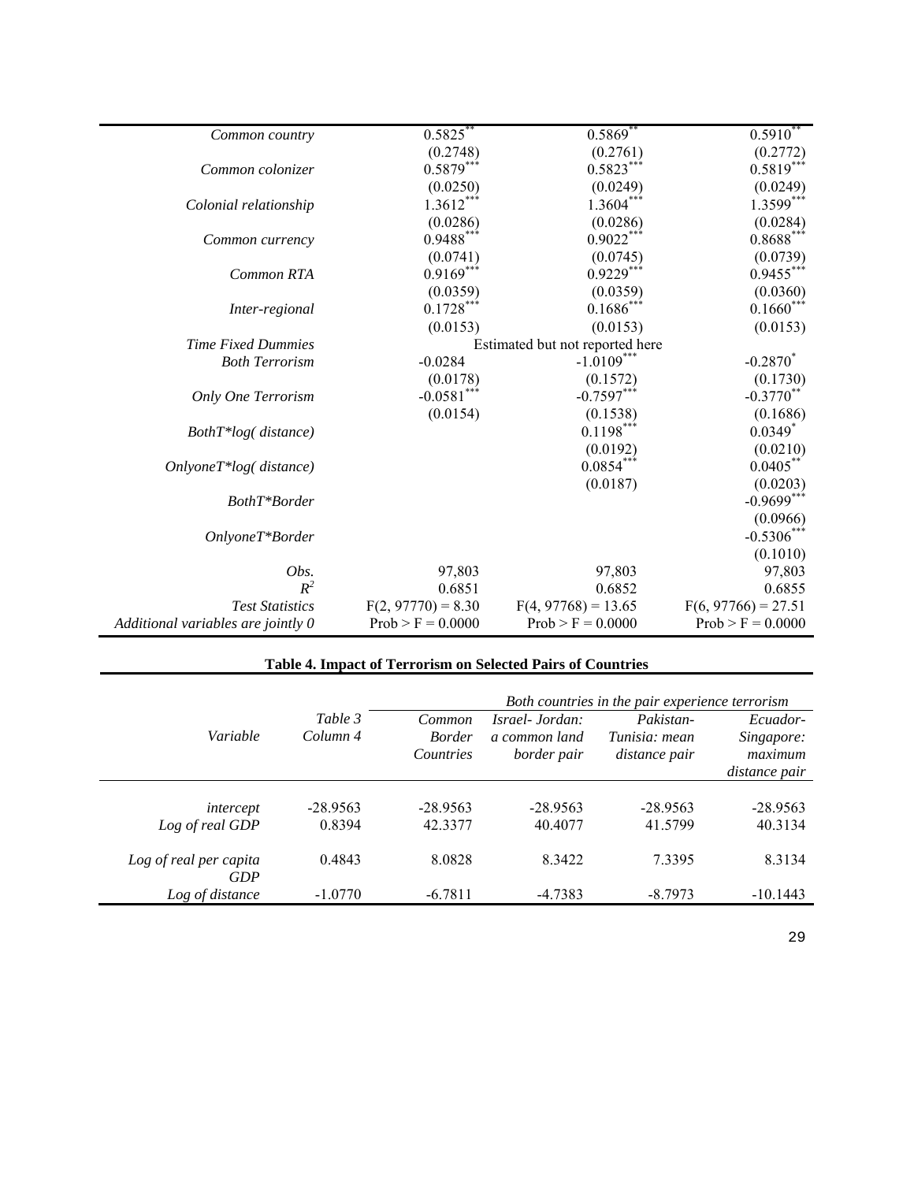| | | | |
|---|---|---|---|
| *Common country* | 0.5825** | 0.5869** | 0.5910** |
| | (0.2748) | (0.2761) | (0.2772) |
| *Common colonizer* | 0.5879*** | 0.5823*** | 0.5819*** |
| | (0.0250) | (0.0249) | (0.0249) |
| *Colonial relationship* | 1.3612*** | 1.3604*** | 1.3599*** |
| | (0.0286) | (0.0286) | (0.0284) |
| *Common currency* | 0.9488*** | 0.9022*** | 0.8688*** |
| | (0.0741) | (0.0745) | (0.0739) |
| *Common RTA* | 0.9169*** | 0.9229*** | 0.9455*** |
| | (0.0359) | (0.0359) | (0.0360) |
| *Inter-regional* | 0.1728*** | 0.1686*** | 0.1660*** |
| | (0.0153) | (0.0153) | (0.0153) |
| *Time Fixed Dummies* | | Estimated but not reported here | |
| *Both Terrorism* | -0.0284 | -1.0109*** | -0.2870* |
| | (0.0178) | (0.1572) | (0.1730) |
| *Only One Terrorism* | -0.0581*** | -0.7597*** | -0.3770** |
| | (0.0154) | (0.1538) | (0.1686) |
| *BothT\*log( distance)* | | 0.1198*** | 0.0349* |
| | | (0.0192) | (0.0210) |
| *OnlyoneT\*log( distance)* | | 0.0854*** | 0.0405** |
| | | (0.0187) | (0.0203) |
| *BothT\*Border* | | | -0.9699*** |
| | | | (0.0966) |
| *OnlyoneT\*Border* | | | -0.5306*** |
| | | | (0.1010) |
| *Obs.* | 97,803 | 97,803 | 97,803 |
| $R^2$ | 0.6851 | 0.6852 | 0.6855 |
| *Test Statistics* | $F(2, 97770) = 8.30$ | $F(4, 97768) = 13.65$ | $F(6, 97766) = 27.51$ |
| *Additional variables are jointly 0* | Prob > F = 0.0000 | Prob > F = 0.0000 | Prob > F = 0.0000 |

**Table 4. Impact of Terrorism on Selected Pairs of Countries**

| | | Both countries in the pair experience terrorism | | | |
|---|---|---|---|---|---|
| *Variable* | *Table 3 Column 4* | *Common Border Countries* | *Israel- Jordan: a common land border pair* | *Pakistan-Tunisia: mean distance pair* | *Ecuador-Singapore: maximum distance pair* |
| *intercept* | -28.9563 | -28.9563 | -28.9563 | -28.9563 | -28.9563 |
| *Log of real GDP* | 0.8394 | 42.3377 | 40.4077 | 41.5799 | 40.3134 |
| *Log of real per capita GDP* | 0.4843 | 8.0828 | 8.3422 | 7.3395 | 8.3134 |
| *Log of distance* | -1.0770 | -6.7811 | -4.7383 | -8.7973 | -10.1443 |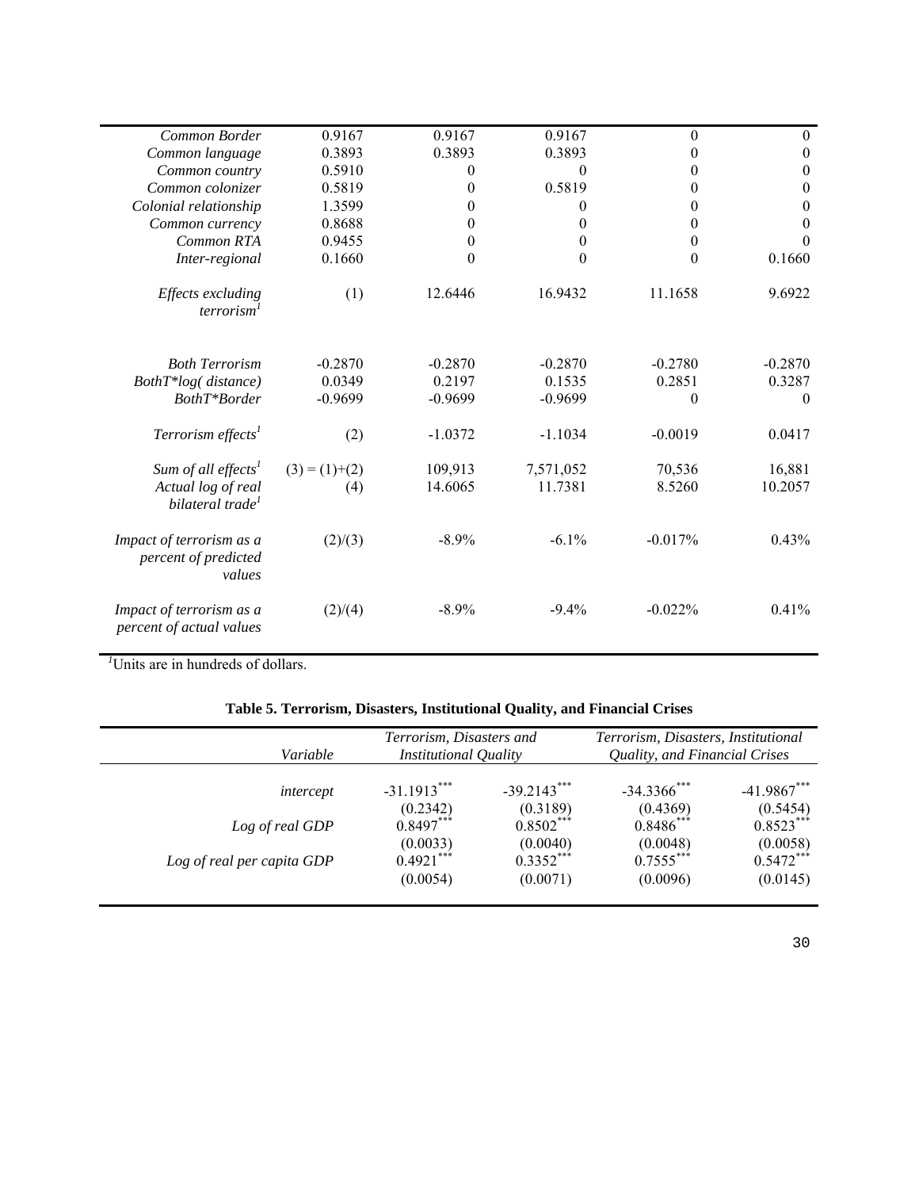| | | | | | |
|---|---|---|---|---|---|
| *Common Border* | 0.9167 | 0.9167 | 0.9167 | 0 | 0 |
| *Common language* | 0.3893 | 0.3893 | 0.3893 | 0 | 0 |
| *Common country* | 0.5910 | 0 | 0 | 0 | 0 |
| *Common colonizer* | 0.5819 | 0 | 0.5819 | 0 | 0 |
| *Colonial relationship* | 1.3599 | 0 | 0 | 0 | 0 |
| *Common currency* | 0.8688 | 0 | 0 | 0 | 0 |
| *Common RTA* | 0.9455 | 0 | 0 | 0 | 0 |
| *Inter-regional* | 0.1660 | 0 | 0 | 0 | 0.1660 |
| *Effects excluding terrorism*[1] | (1) | 12.6446 | 16.9432 | 11.1658 | 9.6922 |
| *Both Terrorism* | -0.2870 | -0.2870 | -0.2870 | -0.2780 | -0.2870 |
| *BothT\*log( distance)* | 0.0349 | 0.2197 | 0.1535 | 0.2851 | 0.3287 |
| *BothT\*Border* | -0.9699 | -0.9699 | -0.9699 | 0 | 0 |
| *Terrorism effects*[1] | (2) | -1.0372 | -1.1034 | -0.0019 | 0.0417 |
| *Sum of all effects*[1] | (3) = (1)+(2) | 109,913 | 7,571,052 | 70,536 | 16,881 |
| *Actual log of real bilateral trade*[1] | (4) | 14.6065 | 11.7381 | 8.5260 | 10.2057 |
| *Impact of terrorism as a percent of predicted values* | (2)/(3) | -8.9% | -6.1% | -0.017% | 0.43% |
| *Impact of terrorism as a percent of actual values* | (2)/(4) | -8.9% | -9.4% | -0.022% | 0.41% |

[1]Units are in hundreds of dollars.

**Table 5. Terrorism, Disasters, Institutional Quality, and Financial Crises**

| *Variable* | *Terrorism, Disasters and Institutional Quality* | | *Terrorism, Disasters, Institutional Quality, and Financial Crises* | |
|---|---|---|---|---|
| *intercept* | -31.1913*** | -39.2143*** | -34.3366*** | -41.9867*** |
| | (0.2342) | (0.3189) | (0.4369) | (0.5454) |
| *Log of real GDP* | 0.8497*** | 0.8502*** | 0.8486*** | 0.8523*** |
| | (0.0033) | (0.0040) | (0.0048) | (0.0058) |
| *Log of real per capita GDP* | 0.4921*** | 0.3352*** | 0.7555*** | 0.5472*** |
| | (0.0054) | (0.0071) | (0.0096) | (0.0145) |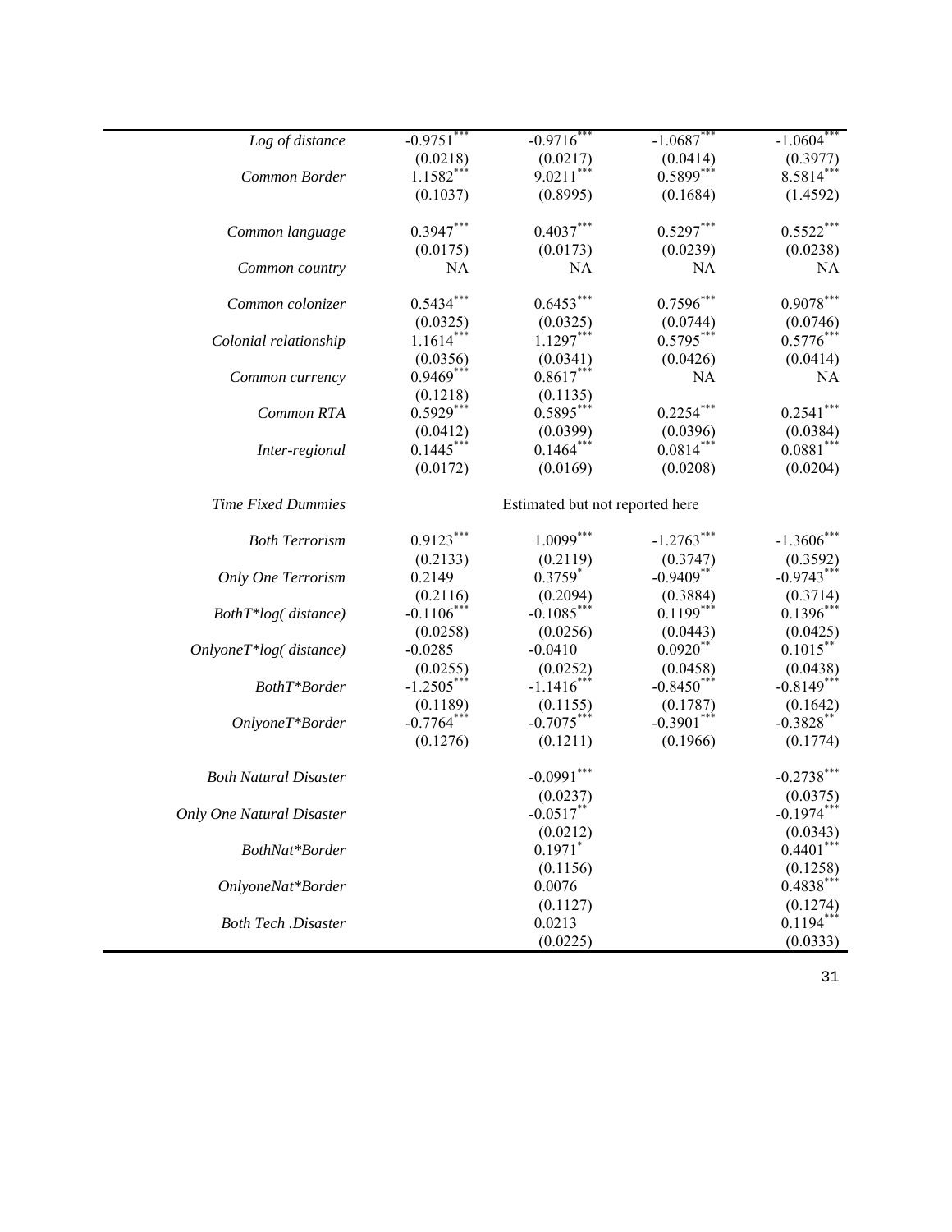| | | | | |
|---|---|---|---|---|
| *Log of distance* | -0.9751*** | -0.9716*** | -1.0687*** | -1.0604*** |
| | (0.0218) | (0.0217) | (0.0414) | (0.3977) |
| *Common Border* | 1.1582*** | 9.0211*** | 0.5899*** | 8.5814*** |
| | (0.1037) | (0.8995) | (0.1684) | (1.4592) |
| *Common language* | 0.3947*** | 0.4037*** | 0.5297*** | 0.5522*** |
| | (0.0175) | (0.0173) | (0.0239) | (0.0238) |
| *Common country* | NA | NA | NA | NA |
| *Common colonizer* | 0.5434*** | 0.6453*** | 0.7596*** | 0.9078*** |
| | (0.0325) | (0.0325) | (0.0744) | (0.0746) |
| *Colonial relationship* | 1.1614*** | 1.1297*** | 0.5795*** | 0.5776*** |
| | (0.0356) | (0.0341) | (0.0426) | (0.0414) |
| *Common currency* | 0.9469*** | 0.8617*** | NA | NA |
| | (0.1218) | (0.1135) | | |
| *Common RTA* | 0.5929*** | 0.5895*** | 0.2254*** | 0.2541*** |
| | (0.0412) | (0.0399) | (0.0396) | (0.0384) |
| *Inter-regional* | 0.1445*** | 0.1464*** | 0.0814*** | 0.0881*** |
| | (0.0172) | (0.0169) | (0.0208) | (0.0204) |
| *Time Fixed Dummies* | Estimated but not reported here | | | |
| *Both Terrorism* | 0.9123*** | 1.0099*** | -1.2763*** | -1.3606*** |
| | (0.2133) | (0.2119) | (0.3747) | (0.3592) |
| *Only One Terrorism* | 0.2149 | 0.3759* | -0.9409** | -0.9743*** |
| | (0.2116) | (0.2094) | (0.3884) | (0.3714) |
| *BothT*log( distance)* | -0.1106*** | -0.1085*** | 0.1199*** | 0.1396*** |
| | (0.0258) | (0.0256) | (0.0443) | (0.0425) |
| *OnlyoneT*log( distance)* | -0.0285 | -0.0410 | 0.0920** | 0.1015** |
| | (0.0255) | (0.0252) | (0.0458) | (0.0438) |
| *BothT*Border* | -1.2505*** | -1.1416*** | -0.8450*** | -0.8149*** |
| | (0.1189) | (0.1155) | (0.1787) | (0.1642) |
| *OnlyoneT*Border* | -0.7764*** | -0.7075*** | -0.3901*** | -0.3828** |
| | (0.1276) | (0.1211) | (0.1966) | (0.1774) |
| *Both Natural Disaster* | | -0.0991*** | | -0.2738*** |
| | | (0.0237) | | (0.0375) |
| *Only One Natural Disaster* | | -0.0517** | | -0.1974*** |
| | | (0.0212) | | (0.0343) |
| *BothNat*Border* | | 0.1971* | | 0.4401*** |
| | | (0.1156) | | (0.1258) |
| *OnlyoneNat*Border* | | 0.0076 | | 0.4838*** |
| | | (0.1127) | | (0.1274) |
| *Both Tech .Disaster* | | 0.0213 | | 0.1194*** |
| | | (0.0225) | | (0.0333) |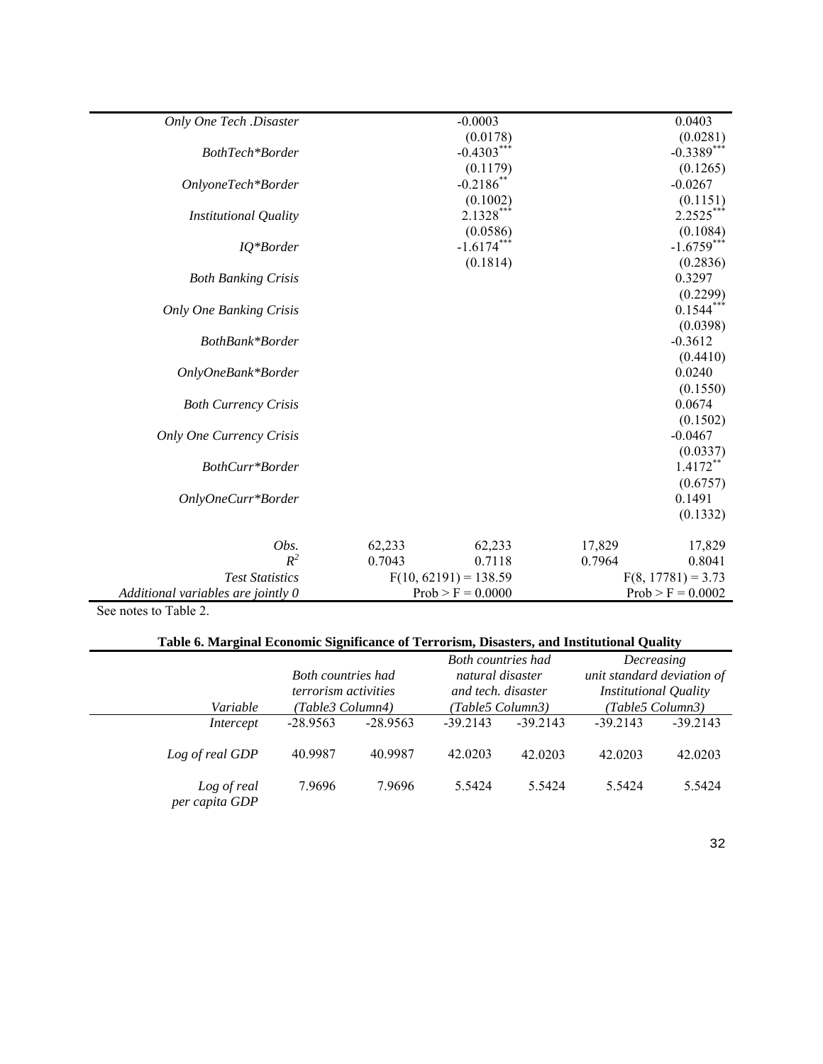| | | | | |
|---|---|---|---|---|
| *Only One Tech .Disaster* | | -0.0003 | | 0.0403 |
| | | (0.0178) | | (0.0281) |
| *BothTech\*Border* | | -0.4303*** | | -0.3389*** |
| | | (0.1179) | | (0.1265) |
| *OnlyoneTech\*Border* | | -0.2186** | | -0.0267 |
| | | (0.1002) | | (0.1151) |
| *Institutional Quality* | | 2.1328*** | | 2.2525*** |
| | | (0.0586) | | (0.1084) |
| *IQ\*Border* | | -1.6174*** | | -1.6759*** |
| | | (0.1814) | | (0.2836) |
| *Both Banking Crisis* | | | | 0.3297 |
| | | | | (0.2299) |
| *Only One Banking Crisis* | | | | 0.1544*** |
| | | | | (0.0398) |
| *BothBank\*Border* | | | | -0.3612 |
| | | | | (0.4410) |
| *OnlyOneBank\*Border* | | | | 0.0240 |
| | | | | (0.1550) |
| *Both Currency Crisis* | | | | 0.0674 |
| | | | | (0.1502) |
| *Only One Currency Crisis* | | | | -0.0467 |
| | | | | (0.0337) |
| *BothCurr\*Border* | | | | 1.4172** |
| | | | | (0.6757) |
| *OnlyOneCurr\*Border* | | | | 0.1491 |
| | | | | (0.1332) |
| *Obs.* | 62,233 | 62,233 | 17,829 | 17,829 |
| $R^2$ | 0.7043 | 0.7118 | 0.7964 | 0.8041 |
| *Test Statistics* | | F(10, 62191) = 138.59 | | F(8, 17781) = 3.73 |
| *Additional variables are jointly 0* | | Prob > F = 0.0000 | | Prob > F = 0.0002 |

See notes to Table 2.

**Table 6. Marginal Economic Significance of Terrorism, Disasters, and Institutional Quality**

| Variable | *Both countries had terrorism activities (Table3 Column4)* | | *Both countries had natural disaster and tech. disaster (Table5 Column3)* | | *Decreasing unit standard deviation of Institutional Quality (Table5 Column3)* | |
|---|---|---|---|---|---|---|
| *Intercept* | -28.9563 | -28.9563 | -39.2143 | -39.2143 | -39.2143 | -39.2143 |
| *Log of real GDP* | 40.9987 | 40.9987 | 42.0203 | 42.0203 | 42.0203 | 42.0203 |
| *Log of real per capita GDP* | 7.9696 | 7.9696 | 5.5424 | 5.5424 | 5.5424 | 5.5424 |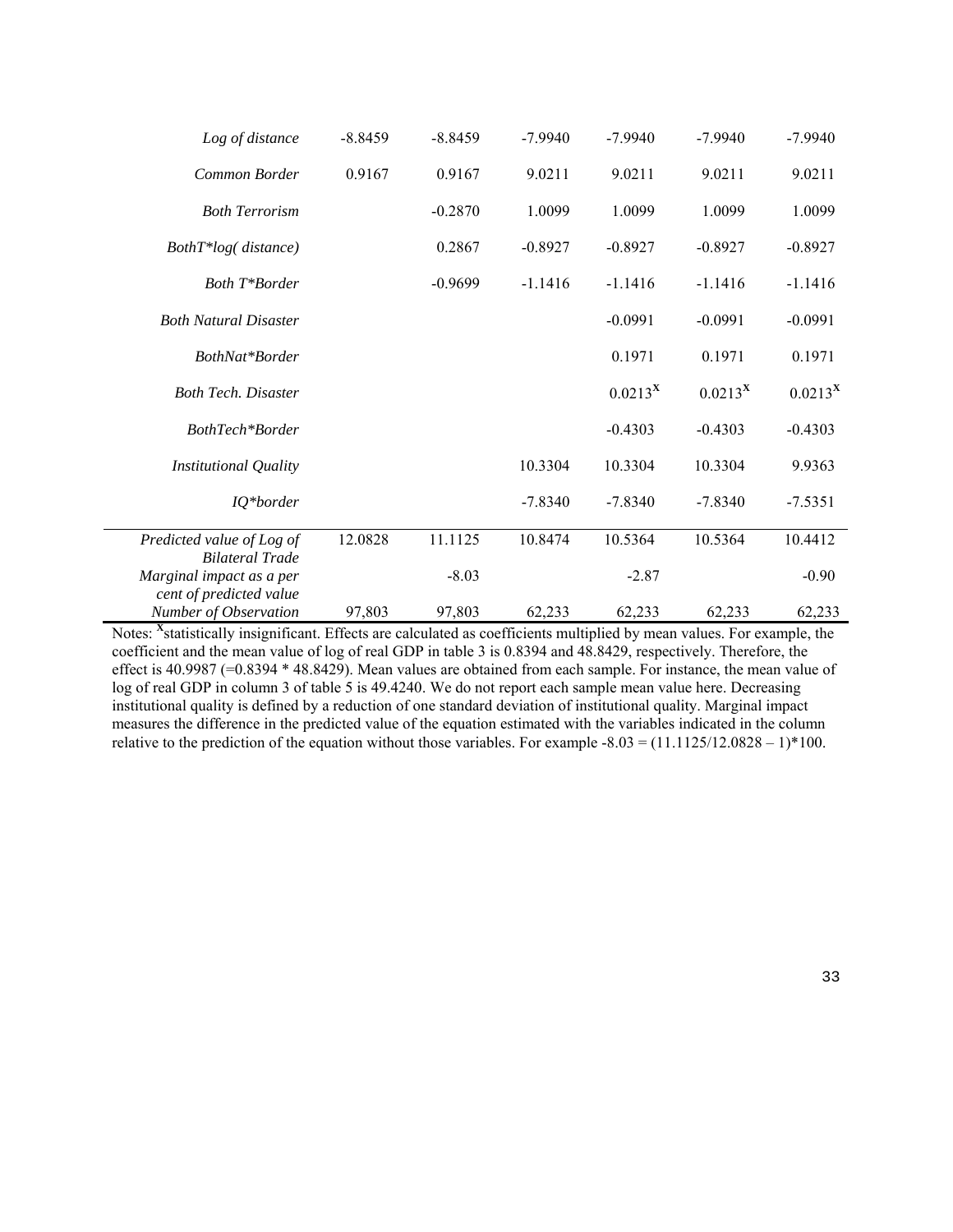| | | | | | | |
|---|---|---|---|---|---|---|
| *Log of distance* | -8.8459 | -8.8459 | -7.9940 | -7.9940 | -7.9940 | -7.9940 |
| *Common Border* | 0.9167 | 0.9167 | 9.0211 | 9.0211 | 9.0211 | 9.0211 |
| *Both Terrorism* | | -0.2870 | 1.0099 | 1.0099 | 1.0099 | 1.0099 |
| *BothT*log( distance)* | | 0.2867 | -0.8927 | -0.8927 | -0.8927 | -0.8927 |
| *Both T*Border* | | -0.9699 | -1.1416 | -1.1416 | -1.1416 | -1.1416 |
| *Both Natural Disaster* | | | | -0.0991 | -0.0991 | -0.0991 |
| *BothNat*Border* | | | | 0.1971 | 0.1971 | 0.1971 |
| *Both Tech. Disaster* | | | | 0.0213[x] | 0.0213[x] | 0.0213[x] |
| *BothTech*Border* | | | | -0.4303 | -0.4303 | -0.4303 |
| *Institutional Quality* | | | 10.3304 | 10.3304 | 10.3304 | 9.9363 |
| *IQ*border* | | | -7.8340 | -7.8340 | -7.8340 | -7.5351 |
| *Predicted value of Log of Bilateral Trade* | 12.0828 | 11.1125 | 10.8474 | 10.5364 | 10.5364 | 10.4412 |
| *Marginal impact as a per cent of predicted value* | | -8.03 | | -2.87 | | -0.90 |
| *Number of Observation* | 97,803 | 97,803 | 62,233 | 62,233 | 62,233 | 62,233 |

Notes: [x]statistically insignificant. Effects are calculated as coefficients multiplied by mean values. For example, the coefficient and the mean value of log of real GDP in table 3 is 0.8394 and 48.8429, respectively. Therefore, the effect is 40.9987 (=0.8394 * 48.8429). Mean values are obtained from each sample. For instance, the mean value of log of real GDP in column 3 of table 5 is 49.4240. We do not report each sample mean value here. Decreasing institutional quality is defined by a reduction of one standard deviation of institutional quality. Marginal impact measures the difference in the predicted value of the equation estimated with the variables indicated in the column relative to the prediction of the equation without those variables. For example -8.03 = (11.1125/12.0828 – 1)*100.